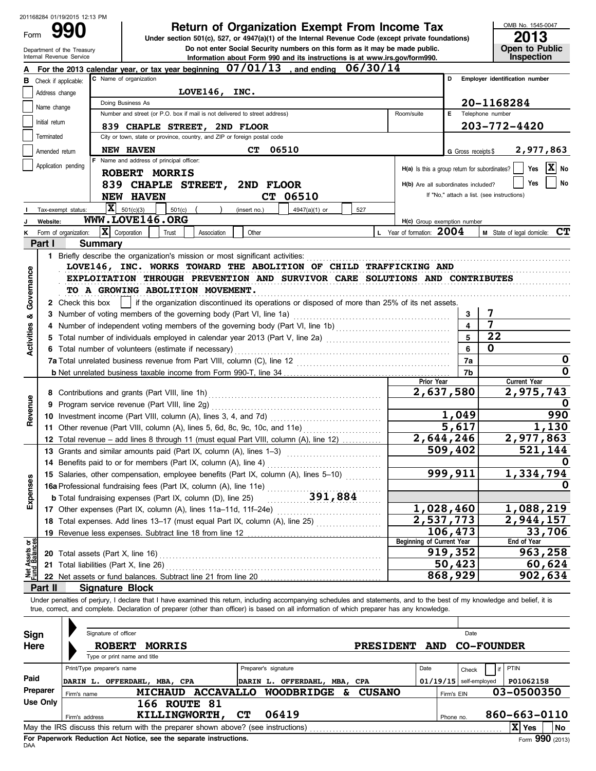201168284 01/19/2015 12:13 PM

# Form 990 — Return of Organization Exempt From Income Tax

Under section 501(c), 527, or 4947(a)(1) of the Internal Revenue Code (except private foundations)

Do not enter Social Security numbers on this form as it may be made public.

Information about Form 990 and its instructions is at www.irs.gov/form990.

Department of the Treasury, Internal Revenue Service

OMB No. 1545-0047 — **2013** — Open to Public Inspection

**A** For the 2013 calendar year, or tax year beginning 07/01/13, and ending 06/30/14

**B** Check if applicable: Address change; Name change; Initial return; Terminated; Amended return; Application pending

**C** Name of organization: LOVE146, INC.

Doing Business As:

Number and street (or P.O. box if mail is not delivered to street address): 839 CHAPLE STREET, 2ND FLOOR — Room/suite:

City or town, state or province, country, and ZIP or foreign postal code: NEW HAVEN CT 06510

**D** Employer identification number: 20-1168284

**E** Telephone number: 203-772-4420

**G** Gross receipts $ 2,977,863

**F** Name and address of principal officer: ROBERT MORRIS, 839 CHAPLE STREET, 2ND FLOOR, NEW HAVEN CT 06510

H(a) Is this a group return for subordinates? Yes [ ] No [X]

H(b) Are all subordinates included? Yes [ ] No [ ] — If "No," attach a list. (see instructions)

**I** Tax-exempt status: [X] 501(c)(3) [ ] 501(c) ( ) (insert no.) [ ] 4947(a)(1) or [ ] 527

**J** Website: WWW.LOVE146.ORG

H(c) Group exemption number

**K** Form of organization: [X] Corporation [ ] Trust [ ] Association [ ] Other

**L** Year of formation: 2004 — **M** State of legal domicile: CT

## Part I Summary

### Activities & Governance

1 Briefly describe the organization's mission or most significant activities:
LOVE146, INC. WORKS TOWARD THE ABOLITION OF CHILD TRAFFICKING AND EXPLOITATION THROUGH PREVENTION AND SURVIVOR CARE SOLUTIONS AND CONTRIBUTES TO A GROWING ABOLITION MOVEMENT.

2 Check this box [ ] if the organization discontinued its operations or disposed of more than 25% of its net assets.

| Line | Description | No. | Value |
|---|---|---|---|
| 3 | Number of voting members of the governing body (Part VI, line 1a) | 3 | 7 |
| 4 | Number of independent voting members of the governing body (Part VI, line 1b) | 4 | 7 |
| 5 | Total number of individuals employed in calendar year 2013 (Part V, line 2a) | 5 | 22 |
| 6 | Total number of volunteers (estimate if necessary) | 6 | 0 |
| 7a | Total unrelated business revenue from Part VIII, column (C), line 12 | 7a | 0 |
| 7b | Net unrelated business taxable income from Form 990-T, line 34 | 7b | 0 |

### Revenue and Expenses

| Line | Description | Prior Year | Current Year |
|---|---|---|---|
| 8 | Contributions and grants (Part VIII, line 1h) | 2,637,580 | 2,975,743 |
| 9 | Program service revenue (Part VIII, line 2g) | | 0 |
| 10 | Investment income (Part VIII, column (A), lines 3, 4, and 7d) | 1,049 | 990 |
| 11 | Other revenue (Part VIII, column (A), lines 5, 6d, 8c, 9c, 10c, and 11e) | 5,617 | 1,130 |
| 12 | Total revenue – add lines 8 through 11 (must equal Part VIII, column (A), line 12) | 2,644,246 | 2,977,863 |
| 13 | Grants and similar amounts paid (Part IX, column (A), lines 1–3) | 509,402 | 521,144 |
| 14 | Benefits paid to or for members (Part IX, column (A), line 4) | | 0 |
| 15 | Salaries, other compensation, employee benefits (Part IX, column (A), lines 5–10) | 999,911 | 1,334,794 |
| 16a | Professional fundraising fees (Part IX, column (A), line 11e) | | 0 |
| b | Total fundraising expenses (Part IX, column (D), line 25) 391,884 | | |
| 17 | Other expenses (Part IX, column (A), lines 11a–11d, 11f–24e) | 1,028,460 | 1,088,219 |
| 18 | Total expenses. Add lines 13–17 (must equal Part IX, column (A), line 25) | 2,537,773 | 2,944,157 |
| 19 | Revenue less expenses. Subtract line 18 from line 12 | 106,473 | 33,706 |

### Net Assets or Fund Balances

| Line | Description | Beginning of Current Year | End of Year |
|---|---|---|---|
| 20 | Total assets (Part X, line 16) | 919,352 | 963,258 |
| 21 | Total liabilities (Part X, line 26) | 50,423 | 60,624 |
| 22 | Net assets or fund balances. Subtract line 21 from line 20 | 868,929 | 902,634 |

## Part II Signature Block

Under penalties of perjury, I declare that I have examined this return, including accompanying schedules and statements, and to the best of my knowledge and belief, it is true, correct, and complete. Declaration of preparer (other than officer) is based on all information of which preparer has any knowledge.

**Sign Here**

Signature of officer — Date

ROBERT MORRIS — PRESIDENT AND CO-FOUNDER

Type or print name and title

**Paid Preparer Use Only**

| Print/Type preparer's name | Preparer's signature | Date | Check if self-employed | PTIN |
|---|---|---|---|---|
| DARIN L. OFFERDAHL, MBA, CPA | DARIN L. OFFERDAHL, MBA, CPA | 01/19/15 | | P01062158 |

Firm's name: MICHAUD ACCAVALLO WOODBRIDGE & CUSANO — Firm's EIN: 03-0500350

Firm's address: 166 ROUTE 81, KILLINGWORTH, CT 06419 — Phone no. 860-663-0110

May the IRS discuss this return with the preparer shown above? (see instructions) [X] Yes [ ] No

For Paperwork Reduction Act Notice, see the separate instructions.

DAA — Form 990 (2013)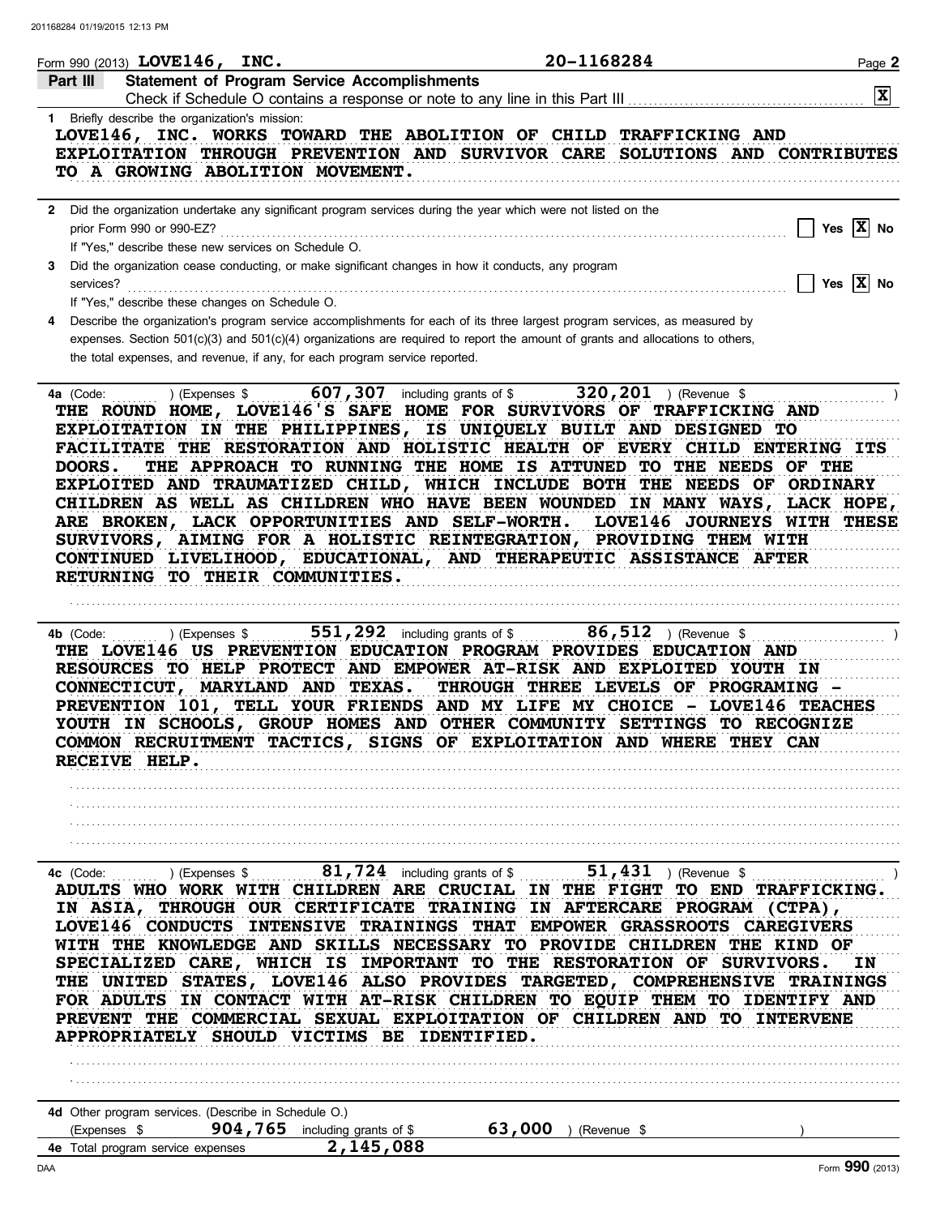Form 990 (2013) LOVE146, INC. 20-1168284

## Part III Statement of Program Service Accomplishments

Check if Schedule O contains a response or note to any line in this Part III ..... [X]

1 Briefly describe the organization's mission:

LOVE146, INC. WORKS TOWARD THE ABOLITION OF CHILD TRAFFICKING AND EXPLOITATION THROUGH PREVENTION AND SURVIVOR CARE SOLUTIONS AND CONTRIBUTES TO A GROWING ABOLITION MOVEMENT.

2 Did the organization undertake any significant program services during the year which were not listed on the prior Form 990 or 990-EZ? ..... [ ] Yes [X] No

If "Yes," describe these new services on Schedule O.

3 Did the organization cease conducting, or make significant changes in how it conducts, any program services? ..... [ ] Yes [X] No

If "Yes," describe these changes on Schedule O.

4 Describe the organization's program service accomplishments for each of its three largest program services, as measured by expenses. Section 501(c)(3) and 501(c)(4) organizations are required to report the amount of grants and allocations to others, the total expenses, and revenue, if any, for each program service reported.

**4a** (Code: ) (Expenses $ 607,307 including grants of $ 320,201 ) (Revenue $ )

THE ROUND HOME, LOVE146'S SAFE HOME FOR SURVIVORS OF TRAFFICKING AND EXPLOITATION IN THE PHILIPPINES, IS UNIQUELY BUILT AND DESIGNED TO FACILITATE THE RESTORATION AND HOLISTIC HEALTH OF EVERY CHILD ENTERING ITS DOORS. THE APPROACH TO RUNNING THE HOME IS ATTUNED TO THE NEEDS OF THE EXPLOITED AND TRAUMATIZED CHILD, WHICH INCLUDE BOTH THE NEEDS OF ORDINARY CHILDREN AS WELL AS CHILDREN WHO HAVE BEEN WOUNDED IN MANY WAYS, LACK HOPE, ARE BROKEN, LACK OPPORTUNITIES AND SELF-WORTH. LOVE146 JOURNEYS WITH THESE SURVIVORS, AIMING FOR A HOLISTIC REINTEGRATION, PROVIDING THEM WITH CONTINUED LIVELIHOOD, EDUCATIONAL, AND THERAPEUTIC ASSISTANCE AFTER RETURNING TO THEIR COMMUNITIES.

**4b** (Code: ) (Expenses $ 551,292 including grants of $ 86,512 ) (Revenue $ )

THE LOVE146 US PREVENTION EDUCATION PROGRAM PROVIDES EDUCATION AND RESOURCES TO HELP PROTECT AND EMPOWER AT-RISK AND EXPLOITED YOUTH IN CONNECTICUT, MARYLAND AND TEXAS. THROUGH THREE LEVELS OF PROGRAMING - PREVENTION 101, TELL YOUR FRIENDS AND MY LIFE MY CHOICE - LOVE146 TEACHES YOUTH IN SCHOOLS, GROUP HOMES AND OTHER COMMUNITY SETTINGS TO RECOGNIZE COMMON RECRUITMENT TACTICS, SIGNS OF EXPLOITATION AND WHERE THEY CAN RECEIVE HELP.

**4c** (Code: ) (Expenses $ 81,724 including grants of $ 51,431 ) (Revenue $ )

ADULTS WHO WORK WITH CHILDREN ARE CRUCIAL IN THE FIGHT TO END TRAFFICKING. IN ASIA, THROUGH OUR CERTIFICATE TRAINING IN AFTERCARE PROGRAM (CTPA), LOVE146 CONDUCTS INTENSIVE TRAININGS THAT EMPOWER GRASSROOTS CAREGIVERS WITH THE KNOWLEDGE AND SKILLS NECESSARY TO PROVIDE CHILDREN THE KIND OF SPECIALIZED CARE, WHICH IS IMPORTANT TO THE RESTORATION OF SURVIVORS. IN THE UNITED STATES, LOVE146 ALSO PROVIDES TARGETED, COMPREHENSIVE TRAININGS FOR ADULTS IN CONTACT WITH AT-RISK CHILDREN TO EQUIP THEM TO IDENTIFY AND PREVENT THE COMMERCIAL SEXUAL EXPLOITATION OF CHILDREN AND TO INTERVENE APPROPRIATELY SHOULD VICTIMS BE IDENTIFIED.

**4d** Other program services. (Describe in Schedule O.)

(Expenses $ 904,765 including grants of $ 63,000 ) (Revenue $ )

**4e** Total program service expenses 2,145,088

Form 990 (2013)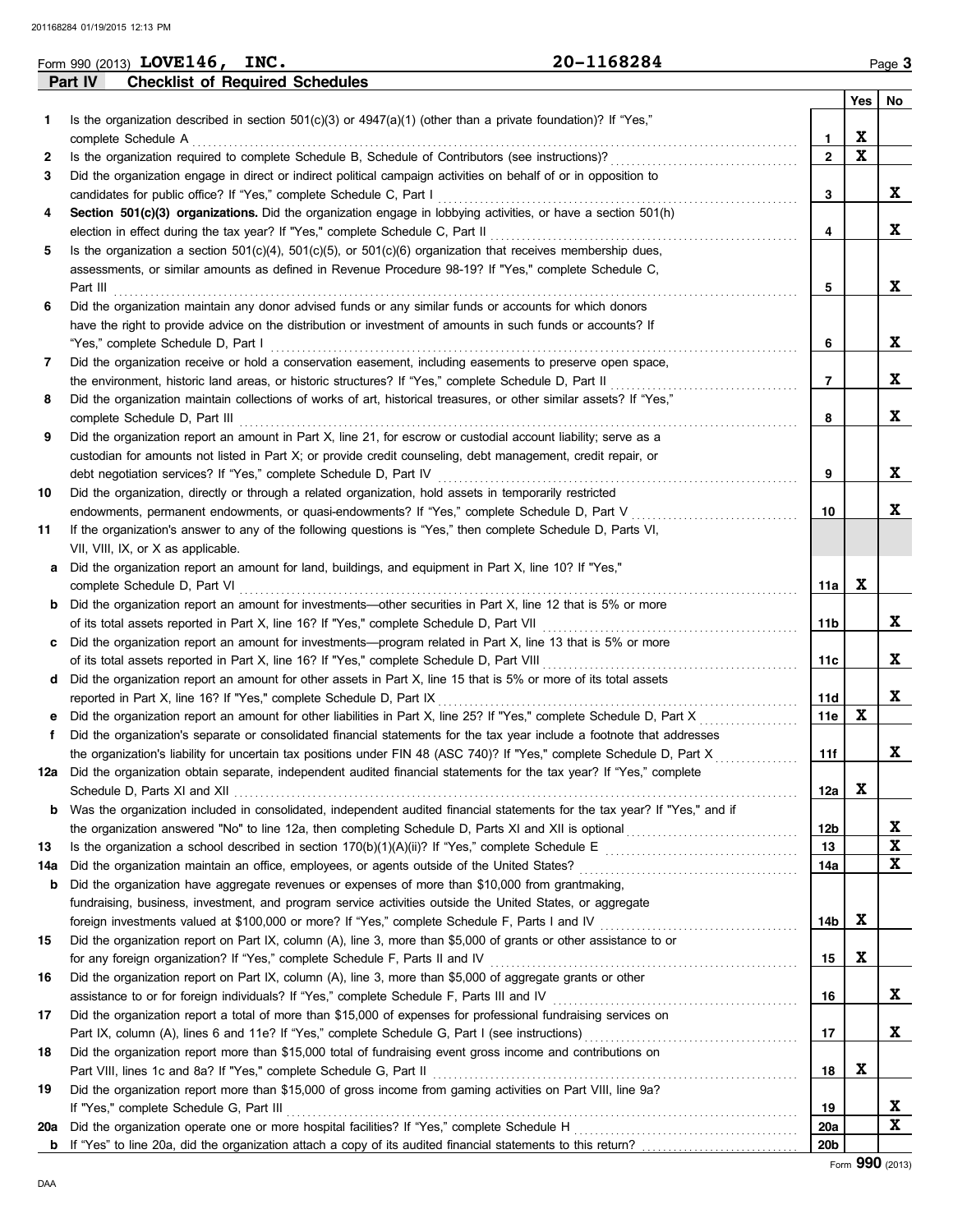Form 990 (2013) **LOVE146, INC.** **20-1168284** Page **3**

## Part IV Checklist of Required Schedules

| | | | Yes | No |
|---|---|---|---|---|
| **1** | Is the organization described in section 501(c)(3) or 4947(a)(1) (other than a private foundation)? If "Yes," complete Schedule A | **1** | X | |
| **2** | Is the organization required to complete Schedule B, Schedule of Contributors (see instructions)? | **2** | X | |
| **3** | Did the organization engage in direct or indirect political campaign activities on behalf of or in opposition to candidates for public office? If "Yes," complete Schedule C, Part I | **3** | | X |
| **4** | **Section 501(c)(3) organizations.** Did the organization engage in lobbying activities, or have a section 501(h) election in effect during the tax year? If "Yes," complete Schedule C, Part II | **4** | | X |
| **5** | Is the organization a section 501(c)(4), 501(c)(5), or 501(c)(6) organization that receives membership dues, assessments, or similar amounts as defined in Revenue Procedure 98-19? If "Yes," complete Schedule C, Part III | **5** | | X |
| **6** | Did the organization maintain any donor advised funds or any similar funds or accounts for which donors have the right to provide advice on the distribution or investment of amounts in such funds or accounts? If "Yes," complete Schedule D, Part I | **6** | | X |
| **7** | Did the organization receive or hold a conservation easement, including easements to preserve open space, the environment, historic land areas, or historic structures? If "Yes," complete Schedule D, Part II | **7** | | X |
| **8** | Did the organization maintain collections of works of art, historical treasures, or other similar assets? If "Yes," complete Schedule D, Part III | **8** | | X |
| **9** | Did the organization report an amount in Part X, line 21, for escrow or custodial account liability; serve as a custodian for amounts not listed in Part X; or provide credit counseling, debt management, credit repair, or debt negotiation services? If "Yes," complete Schedule D, Part IV | **9** | | X |
| **10** | Did the organization, directly or through a related organization, hold assets in temporarily restricted endowments, permanent endowments, or quasi-endowments? If "Yes," complete Schedule D, Part V | **10** | | X |
| **11** | If the organization's answer to any of the following questions is "Yes," then complete Schedule D, Parts VI, VII, VIII, IX, or X as applicable. | | | |
| **a** | Did the organization report an amount for land, buildings, and equipment in Part X, line 10? If "Yes," complete Schedule D, Part VI | **11a** | X | |
| **b** | Did the organization report an amount for investments—other securities in Part X, line 12 that is 5% or more of its total assets reported in Part X, line 16? If "Yes," complete Schedule D, Part VII | **11b** | | X |
| **c** | Did the organization report an amount for investments—program related in Part X, line 13 that is 5% or more of its total assets reported in Part X, line 16? If "Yes," complete Schedule D, Part VIII | **11c** | | X |
| **d** | Did the organization report an amount for other assets in Part X, line 15 that is 5% or more of its total assets reported in Part X, line 16? If "Yes," complete Schedule D, Part IX | **11d** | | X |
| **e** | Did the organization report an amount for other liabilities in Part X, line 25? If "Yes," complete Schedule D, Part X | **11e** | X | |
| **f** | Did the organization's separate or consolidated financial statements for the tax year include a footnote that addresses the organization's liability for uncertain tax positions under FIN 48 (ASC 740)? If "Yes," complete Schedule D, Part X | **11f** | | X |
| **12a** | Did the organization obtain separate, independent audited financial statements for the tax year? If "Yes," complete Schedule D, Parts XI and XII | **12a** | X | |
| **b** | Was the organization included in consolidated, independent audited financial statements for the tax year? If "Yes," and if the organization answered "No" to line 12a, then completing Schedule D, Parts XI and XII is optional | **12b** | | X |
| **13** | Is the organization a school described in section 170(b)(1)(A)(ii)? If "Yes," complete Schedule E | **13** | | X |
| **14a** | Did the organization maintain an office, employees, or agents outside of the United States? | **14a** | | X |
| **b** | Did the organization have aggregate revenues or expenses of more than $10,000 from grantmaking, fundraising, business, investment, and program service activities outside the United States, or aggregate foreign investments valued at $100,000 or more? If "Yes," complete Schedule F, Parts I and IV | **14b** | X | |
| **15** | Did the organization report on Part IX, column (A), line 3, more than $5,000 of grants or other assistance to or for any foreign organization? If "Yes," complete Schedule F, Parts II and IV | **15** | X | |
| **16** | Did the organization report on Part IX, column (A), line 3, more than $5,000 of aggregate grants or other assistance to or for foreign individuals? If "Yes," complete Schedule F, Parts III and IV | **16** | | X |
| **17** | Did the organization report a total of more than $15,000 of expenses for professional fundraising services on Part IX, column (A), lines 6 and 11e? If "Yes," complete Schedule G, Part I (see instructions) | **17** | | X |
| **18** | Did the organization report more than $15,000 total of fundraising event gross income and contributions on Part VIII, lines 1c and 8a? If "Yes," complete Schedule G, Part II | **18** | X | |
| **19** | Did the organization report more than $15,000 of gross income from gaming activities on Part VIII, line 9a? If "Yes," complete Schedule G, Part III | **19** | | X |
| **20a** | Did the organization operate one or more hospital facilities? If "Yes," complete Schedule H | **20a** | | X |
| **b** | If "Yes" to line 20a, did the organization attach a copy of its audited financial statements to this return? | **20b** | | |

Form **990** (2013)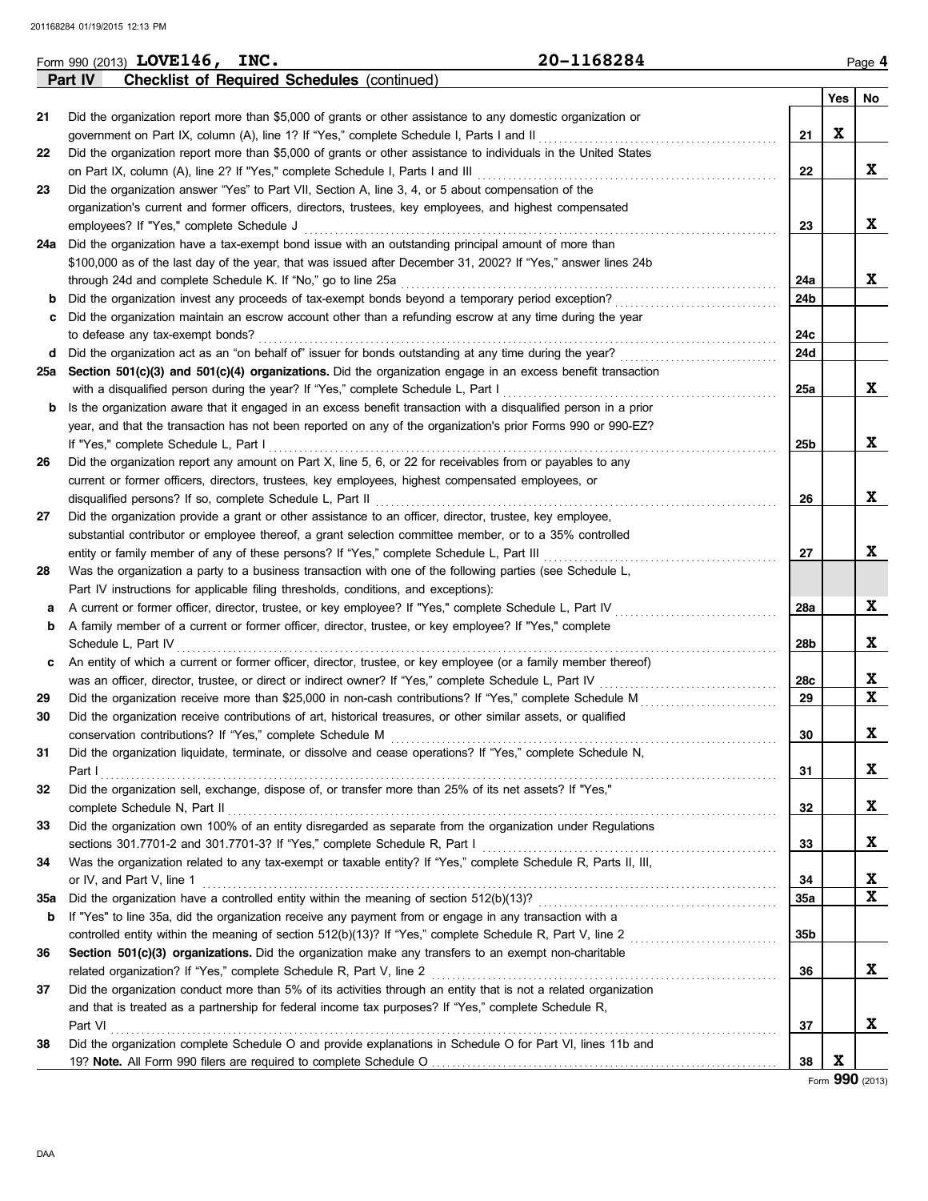Form 990 (2013) **LOVE146, INC.** **20-1168284** Page **4**

**Part IV Checklist of Required Schedules** (continued)

| | | | Yes | No |
|---|---|---|---|---|
| 21 | Did the organization report more than $5,000 of grants or other assistance to any domestic organization or government on Part IX, column (A), line 1? If "Yes," complete Schedule I, Parts I and II | 21 | X | |
| 22 | Did the organization report more than $5,000 of grants or other assistance to individuals in the United States on Part IX, column (A), line 2? If "Yes," complete Schedule I, Parts I and III | 22 | | X |
| 23 | Did the organization answer "Yes" to Part VII, Section A, line 3, 4, or 5 about compensation of the organization's current and former officers, directors, trustees, key employees, and highest compensated employees? If "Yes," complete Schedule J | 23 | | X |
| 24a | Did the organization have a tax-exempt bond issue with an outstanding principal amount of more than $100,000 as of the last day of the year, that was issued after December 31, 2002? If "Yes," answer lines 24b through 24d and complete Schedule K. If "No," go to line 25a | 24a | | X |
| b | Did the organization invest any proceeds of tax-exempt bonds beyond a temporary period exception? | 24b | | |
| c | Did the organization maintain an escrow account other than a refunding escrow at any time during the year to defease any tax-exempt bonds? | 24c | | |
| d | Did the organization act as an "on behalf of" issuer for bonds outstanding at any time during the year? | 24d | | |
| 25a | **Section 501(c)(3) and 501(c)(4) organizations.** Did the organization engage in an excess benefit transaction with a disqualified person during the year? If "Yes," complete Schedule L, Part I | 25a | | X |
| b | Is the organization aware that it engaged in an excess benefit transaction with a disqualified person in a prior year, and that the transaction has not been reported on any of the organization's prior Forms 990 or 990-EZ? If "Yes," complete Schedule L, Part I | 25b | | X |
| 26 | Did the organization report any amount on Part X, line 5, 6, or 22 for receivables from or payables to any current or former officers, directors, trustees, key employees, highest compensated employees, or disqualified persons? If so, complete Schedule L, Part II | 26 | | X |
| 27 | Did the organization provide a grant or other assistance to an officer, director, trustee, key employee, substantial contributor or employee thereof, a grant selection committee member, or to a 35% controlled entity or family member of any of these persons? If "Yes," complete Schedule L, Part III | 27 | | X |
| 28 | Was the organization a party to a business transaction with one of the following parties (see Schedule L, Part IV instructions for applicable filing thresholds, conditions, and exceptions): | | | |
| a | A current or former officer, director, trustee, or key employee? If "Yes," complete Schedule L, Part IV | 28a | | X |
| b | A family member of a current or former officer, director, trustee, or key employee? If "Yes," complete Schedule L, Part IV | 28b | | X |
| c | An entity of which a current or former officer, director, trustee, or key employee (or a family member thereof) was an officer, director, trustee, or direct or indirect owner? If "Yes," complete Schedule L, Part IV | 28c | | X |
| 29 | Did the organization receive more than $25,000 in non-cash contributions? If "Yes," complete Schedule M | 29 | | X |
| 30 | Did the organization receive contributions of art, historical treasures, or other similar assets, or qualified conservation contributions? If "Yes," complete Schedule M | 30 | | X |
| 31 | Did the organization liquidate, terminate, or dissolve and cease operations? If "Yes," complete Schedule N, Part I | 31 | | X |
| 32 | Did the organization sell, exchange, dispose of, or transfer more than 25% of its net assets? If "Yes," complete Schedule N, Part II | 32 | | X |
| 33 | Did the organization own 100% of an entity disregarded as separate from the organization under Regulations sections 301.7701-2 and 301.7701-3? If "Yes," complete Schedule R, Part I | 33 | | X |
| 34 | Was the organization related to any tax-exempt or taxable entity? If "Yes," complete Schedule R, Parts II, III, or IV, and Part V, line 1 | 34 | | X |
| 35a | Did the organization have a controlled entity within the meaning of section 512(b)(13)? | 35a | | X |
| b | If "Yes" to line 35a, did the organization receive any payment from or engage in any transaction with a controlled entity within the meaning of section 512(b)(13)? If "Yes," complete Schedule R, Part V, line 2 | 35b | | |
| 36 | **Section 501(c)(3) organizations.** Did the organization make any transfers to an exempt non-charitable related organization? If "Yes," complete Schedule R, Part V, line 2 | 36 | | X |
| 37 | Did the organization conduct more than 5% of its activities through an entity that is not a related organization and that is treated as a partnership for federal income tax purposes? If "Yes," complete Schedule R, Part VI | 37 | | X |
| 38 | Did the organization complete Schedule O and provide explanations in Schedule O for Part VI, lines 11b and 19? **Note.** All Form 990 filers are required to complete Schedule O | 38 | X | |

Form **990** (2013)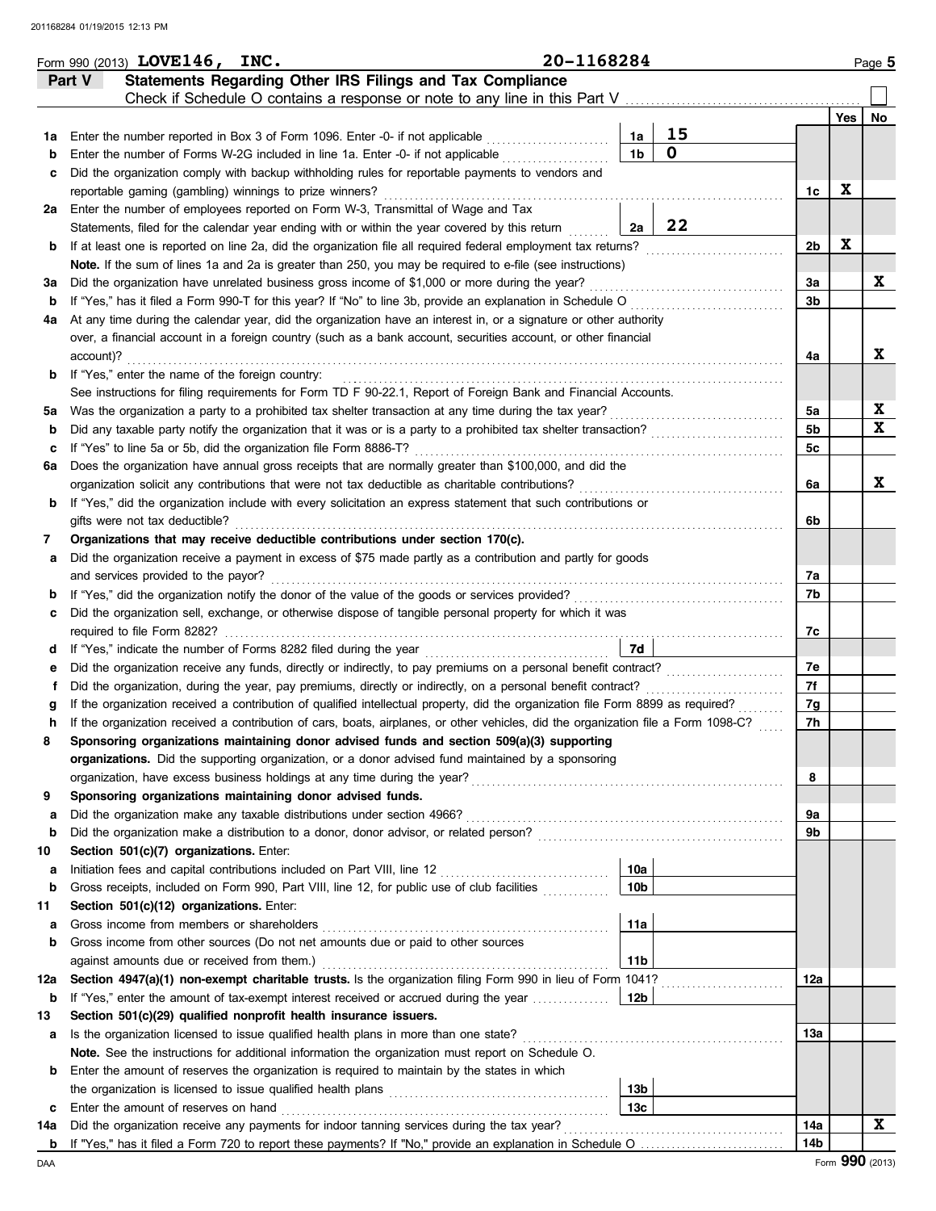Form 990 (2013) **LOVE146, INC.** **20-1168284** Page **5**

## Part V Statements Regarding Other IRS Filings and Tax Compliance

Check if Schedule O contains a response or note to any line in this Part V ☐

| | | | | | Yes | No |
|---|---|---|---|---|---|---|
| **1a** | Enter the number reported in Box 3 of Form 1096. Enter -0- if not applicable | 1a | 15 | | | |
| **b** | Enter the number of Forms W-2G included in line 1a. Enter -0- if not applicable | 1b | 0 | | | |
| **c** | Did the organization comply with backup withholding rules for reportable payments to vendors and reportable gaming (gambling) winnings to prize winners? | | | 1c | X | |
| **2a** | Enter the number of employees reported on Form W-3, Transmittal of Wage and Tax Statements, filed for the calendar year ending with or within the year covered by this return | 2a | 22 | | | |
| **b** | If at least one is reported on line 2a, did the organization file all required federal employment tax returns? | | | 2b | X | |
| | **Note.** If the sum of lines 1a and 2a is greater than 250, you may be required to e-file (see instructions) | | | | | |
| **3a** | Did the organization have unrelated business gross income of $1,000 or more during the year? | | | 3a | | X |
| **b** | If "Yes," has it filed a Form 990-T for this year? If "No" to line 3b, provide an explanation in Schedule O | | | 3b | | |
| **4a** | At any time during the calendar year, did the organization have an interest in, or a signature or other authority over, a financial account in a foreign country (such as a bank account, securities account, or other financial account)? | | | 4a | | X |
| **b** | If "Yes," enter the name of the foreign country: | | | | | |
| | See instructions for filing requirements for Form TD F 90-22.1, Report of Foreign Bank and Financial Accounts. | | | | | |
| **5a** | Was the organization a party to a prohibited tax shelter transaction at any time during the tax year? | | | 5a | | X |
| **b** | Did any taxable party notify the organization that it was or is a party to a prohibited tax shelter transaction? | | | 5b | | X |
| **c** | If "Yes" to line 5a or 5b, did the organization file Form 8886-T? | | | 5c | | |
| **6a** | Does the organization have annual gross receipts that are normally greater than $100,000, and did the organization solicit any contributions that were not tax deductible as charitable contributions? | | | 6a | | X |
| **b** | If "Yes," did the organization include with every solicitation an express statement that such contributions or gifts were not tax deductible? | | | 6b | | |
| **7** | **Organizations that may receive deductible contributions under section 170(c).** | | | | | |
| **a** | Did the organization receive a payment in excess of $75 made partly as a contribution and partly for goods and services provided to the payor? | | | 7a | | |
| **b** | If "Yes," did the organization notify the donor of the value of the goods or services provided? | | | 7b | | |
| **c** | Did the organization sell, exchange, or otherwise dispose of tangible personal property for which it was required to file Form 8282? | | | 7c | | |
| **d** | If "Yes," indicate the number of Forms 8282 filed during the year | 7d | | | | |
| **e** | Did the organization receive any funds, directly or indirectly, to pay premiums on a personal benefit contract? | | | 7e | | |
| **f** | Did the organization, during the year, pay premiums, directly or indirectly, on a personal benefit contract? | | | 7f | | |
| **g** | If the organization received a contribution of qualified intellectual property, did the organization file Form 8899 as required? | | | 7g | | |
| **h** | If the organization received a contribution of cars, boats, airplanes, or other vehicles, did the organization file a Form 1098-C? | | | 7h | | |
| **8** | **Sponsoring organizations maintaining donor advised funds and section 509(a)(3) supporting organizations.** Did the supporting organization, or a donor advised fund maintained by a sponsoring organization, have excess business holdings at any time during the year? | | | 8 | | |
| **9** | **Sponsoring organizations maintaining donor advised funds.** | | | | | |
| **a** | Did the organization make any taxable distributions under section 4966? | | | 9a | | |
| **b** | Did the organization make a distribution to a donor, donor advisor, or related person? | | | 9b | | |
| **10** | **Section 501(c)(7) organizations.** Enter: | | | | | |
| **a** | Initiation fees and capital contributions included on Part VIII, line 12 | 10a | | | | |
| **b** | Gross receipts, included on Form 990, Part VIII, line 12, for public use of club facilities | 10b | | | | |
| **11** | **Section 501(c)(12) organizations.** Enter: | | | | | |
| **a** | Gross income from members or shareholders | 11a | | | | |
| **b** | Gross income from other sources (Do not net amounts due or paid to other sources against amounts due or received from them.) | 11b | | | | |
| **12a** | **Section 4947(a)(1) non-exempt charitable trusts.** Is the organization filing Form 990 in lieu of Form 1041? | | | 12a | | |
| **b** | If "Yes," enter the amount of tax-exempt interest received or accrued during the year | 12b | | | | |
| **13** | **Section 501(c)(29) qualified nonprofit health insurance issuers.** | | | | | |
| **a** | Is the organization licensed to issue qualified health plans in more than one state? | | | 13a | | |
| | **Note.** See the instructions for additional information the organization must report on Schedule O. | | | | | |
| **b** | Enter the amount of reserves the organization is required to maintain by the states in which the organization is licensed to issue qualified health plans | 13b | | | | |
| **c** | Enter the amount of reserves on hand | 13c | | | | |
| **14a** | Did the organization receive any payments for indoor tanning services during the tax year? | | | 14a | | X |
| **b** | If "Yes," has it filed a Form 720 to report these payments? If "No," provide an explanation in Schedule O | | | 14b | | |

DAA Form **990** (2013)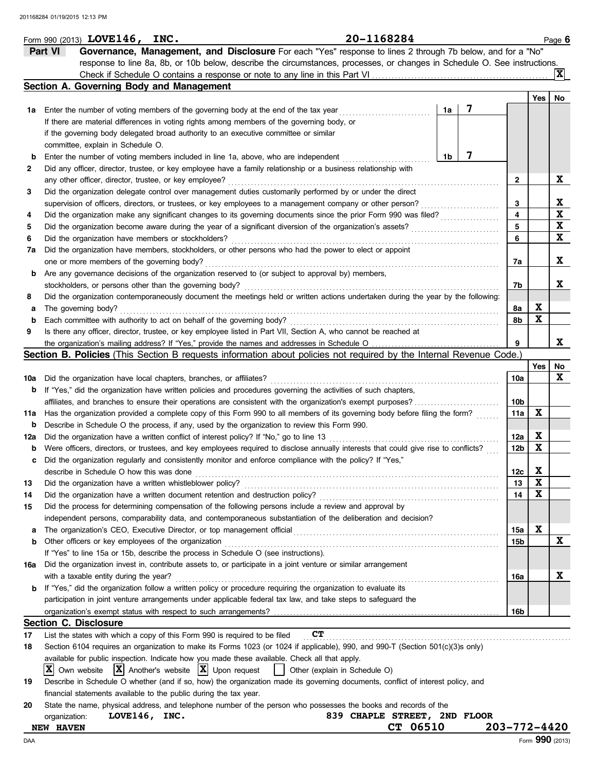Form 990 (2013) **LOVE146, INC.** **20-1168284** Page **6**

## Part VI Governance, Management, and Disclosure

For each "Yes" response to lines 2 through 7b below, and for a "No" response to line 8a, 8b, or 10b below, describe the circumstances, processes, or changes in Schedule O. See instructions.

Check if Schedule O contains a response or note to any line in this Part VI .................... **X**

### Section A. Governing Body and Management

| | | | | Yes | No |
|---|---|---|---|---|---|
| **1a** | Enter the number of voting members of the governing body at the end of the tax year | 1a | 7 | | |
| | If there are material differences in voting rights among members of the governing body, or if the governing body delegated broad authority to an executive committee or similar committee, explain in Schedule O. | | | | |
| **b** | Enter the number of voting members included in line 1a, above, who are independent | 1b | 7 | | |
| **2** | Did any officer, director, trustee, or key employee have a family relationship or a business relationship with any other officer, director, trustee, or key employee? | | 2 | | X |
| **3** | Did the organization delegate control over management duties customarily performed by or under the direct supervision of officers, directors, or trustees, or key employees to a management company or other person? | | 3 | | X |
| **4** | Did the organization make any significant changes to its governing documents since the prior Form 990 was filed? | | 4 | | X |
| **5** | Did the organization become aware during the year of a significant diversion of the organization's assets? | | 5 | | X |
| **6** | Did the organization have members or stockholders? | | 6 | | X |
| **7a** | Did the organization have members, stockholders, or other persons who had the power to elect or appoint one or more members of the governing body? | | 7a | | X |
| **b** | Are any governance decisions of the organization reserved to (or subject to approval by) members, stockholders, or persons other than the governing body? | | 7b | | X |
| **8** | Did the organization contemporaneously document the meetings held or written actions undertaken during the year by the following: | | | | |
| **a** | The governing body? | | 8a | X | |
| **b** | Each committee with authority to act on behalf of the governing body? | | 8b | X | |
| **9** | Is there any officer, director, trustee, or key employee listed in Part VII, Section A, who cannot be reached at the organization's mailing address? If "Yes," provide the names and addresses in Schedule O | | 9 | | X |

### Section B. Policies (This Section B requests information about policies not required by the Internal Revenue Code.)

| | | | Yes | No |
|---|---|---|---|---|
| **10a** | Did the organization have local chapters, branches, or affiliates? | 10a | | X |
| **b** | If "Yes," did the organization have written policies and procedures governing the activities of such chapters, affiliates, and branches to ensure their operations are consistent with the organization's exempt purposes? | 10b | | |
| **11a** | Has the organization provided a complete copy of this Form 990 to all members of its governing body before filing the form? | 11a | X | |
| **b** | Describe in Schedule O the process, if any, used by the organization to review this Form 990. | | | |
| **12a** | Did the organization have a written conflict of interest policy? If "No," go to line 13 | 12a | X | |
| **b** | Were officers, directors, or trustees, and key employees required to disclose annually interests that could give rise to conflicts? | 12b | X | |
| **c** | Did the organization regularly and consistently monitor and enforce compliance with the policy? If "Yes," describe in Schedule O how this was done | 12c | X | |
| **13** | Did the organization have a written whistleblower policy? | 13 | X | |
| **14** | Did the organization have a written document retention and destruction policy? | 14 | X | |
| **15** | Did the process for determining compensation of the following persons include a review and approval by independent persons, comparability data, and contemporaneous substantiation of the deliberation and decision? | | | |
| **a** | The organization's CEO, Executive Director, or top management official | 15a | X | |
| **b** | Other officers or key employees of the organization | 15b | | X |
| | If "Yes" to line 15a or 15b, describe the process in Schedule O (see instructions). | | | |
| **16a** | Did the organization invest in, contribute assets to, or participate in a joint venture or similar arrangement with a taxable entity during the year? | 16a | | X |
| **b** | If "Yes," did the organization follow a written policy or procedure requiring the organization to evaluate its participation in joint venture arrangements under applicable federal tax law, and take steps to safeguard the organization's exempt status with respect to such arrangements? | 16b | | |

### Section C. Disclosure

**17** List the states with which a copy of this Form 990 is required to be filed **CT**

**18** Section 6104 requires an organization to make its Forms 1023 (or 1024 if applicable), 990, and 990-T (Section 501(c)(3)s only) available for public inspection. Indicate how you made these available. Check all that apply.

**X** Own website **X** Another's website **X** Upon request ☐ Other (explain in Schedule O)

**19** Describe in Schedule O whether (and if so, how) the organization made its governing documents, conflict of interest policy, and financial statements available to the public during the tax year.

**20** State the name, physical address, and telephone number of the person who possesses the books and records of the organization: **LOVE146, INC.** **839 CHAPLE STREET, 2ND FLOOR**
**NEW HAVEN** **CT 06510** **203-772-4420**

DAA Form **990** (2013)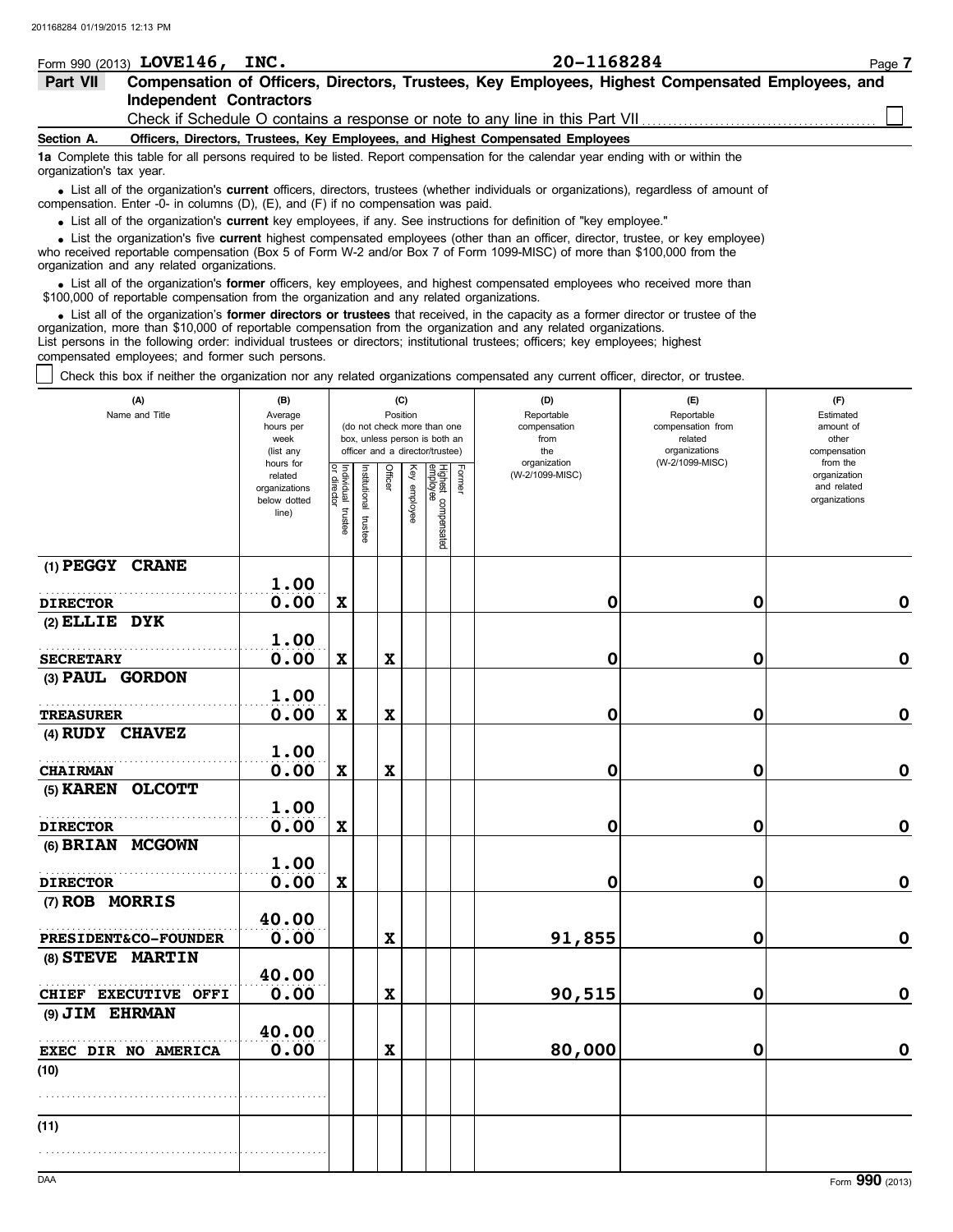Form 990 (2013) **LOVE146, INC.** **20-1168284**

**Part VII** **Compensation of Officers, Directors, Trustees, Key Employees, Highest Compensated Employees, and Independent Contractors**

Check if Schedule O contains a response or note to any line in this Part VII ☐

**Section A. Officers, Directors, Trustees, Key Employees, and Highest Compensated Employees**

**1a** Complete this table for all persons required to be listed. Report compensation for the calendar year ending with or within the organization's tax year.

- List all of the organization's **current** officers, directors, trustees (whether individuals or organizations), regardless of amount of compensation. Enter -0- in columns (D), (E), and (F) if no compensation was paid.
- List all of the organization's **current** key employees, if any. See instructions for definition of "key employee."
- List the organization's five **current** highest compensated employees (other than an officer, director, trustee, or key employee) who received reportable compensation (Box 5 of Form W-2 and/or Box 7 of Form 1099-MISC) of more than $100,000 from the organization and any related organizations.
- List all of the organization's **former** officers, key employees, and highest compensated employees who received more than $100,000 of reportable compensation from the organization and any related organizations.
- List all of the organization's **former directors or trustees** that received, in the capacity as a former director or trustee of the organization, more than $10,000 of reportable compensation from the organization and any related organizations.

List persons in the following order: individual trustees or directors; institutional trustees; officers; key employees; highest compensated employees; and former such persons.

☐ Check this box if neither the organization nor any related organizations compensated any current officer, director, or trustee.

| (A) Name and Title | (B) Average hours per week (list any hours for related organizations below dotted line) | (C) Position (do not check more than one box, unless person is both an officer and a director/trustee) | | | | | | (D) Reportable compensation from the organization (W-2/1099-MISC) | (E) Reportable compensation from related organizations (W-2/1099-MISC) | (F) Estimated amount of other compensation from the organization and related organizations |
|---|---|---|---|---|---|---|---|---|---|---|
| | | Individual trustee or director | Institutional trustee | Officer | Key employee | Highest compensated employee | Former | | | |
| (1) **PEGGY CRANE**<br>DIRECTOR | 1.00<br>0.00 | X | | | | | | 0 | 0 | 0 |
| (2) **ELLIE DYK**<br>SECRETARY | 1.00<br>0.00 | X | | X | | | | 0 | 0 | 0 |
| (3) **PAUL GORDON**<br>TREASURER | 1.00<br>0.00 | X | | X | | | | 0 | 0 | 0 |
| (4) **RUDY CHAVEZ**<br>CHAIRMAN | 1.00<br>0.00 | X | | X | | | | 0 | 0 | 0 |
| (5) **KAREN OLCOTT**<br>DIRECTOR | 1.00<br>0.00 | X | | | | | | 0 | 0 | 0 |
| (6) **BRIAN MCGOWN**<br>DIRECTOR | 1.00<br>0.00 | X | | | | | | 0 | 0 | 0 |
| (7) **ROB MORRIS**<br>PRESIDENT&CO-FOUNDER | 40.00<br>0.00 | | | X | | | | 91,855 | 0 | 0 |
| (8) **STEVE MARTIN**<br>CHIEF EXECUTIVE OFFI | 40.00<br>0.00 | | | X | | | | 90,515 | 0 | 0 |
| (9) **JIM EHRMAN**<br>EXEC DIR NO AMERICA | 40.00<br>0.00 | | | X | | | | 80,000 | 0 | 0 |
| (10) | | | | | | | | | | |
| (11) | | | | | | | | | | |

Form **990** (2013)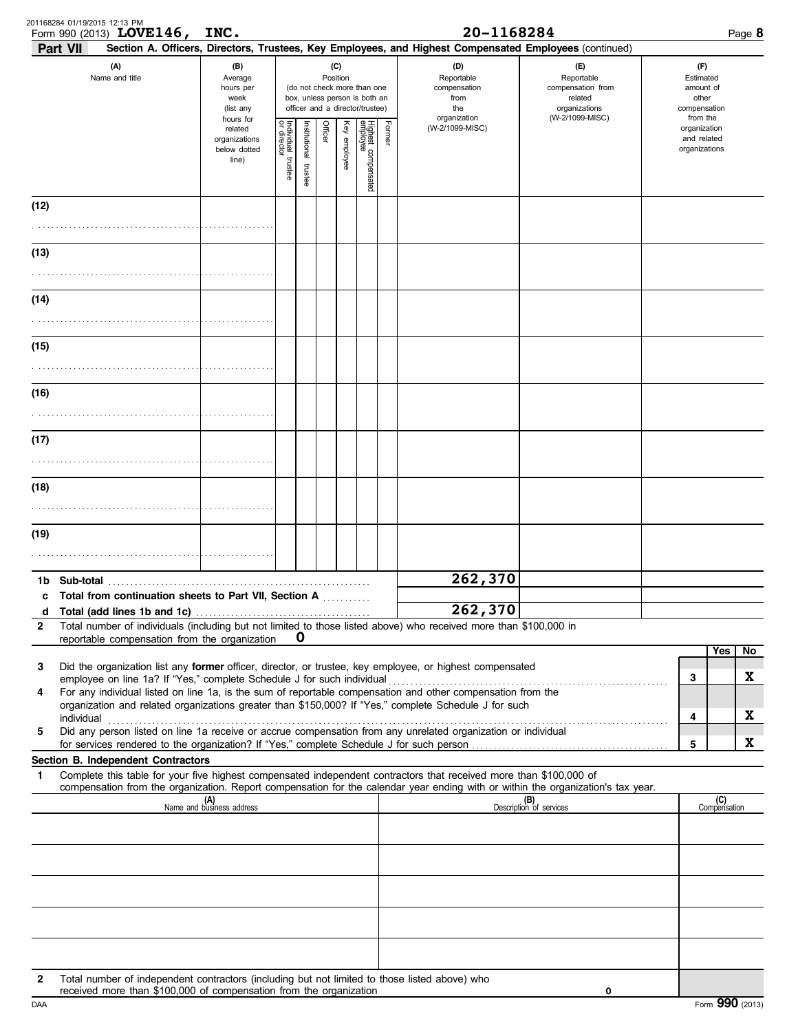Form 990 (2013) **LOVE146, INC.** **20-1168284** Page **8**

**Part VII** **Section A. Officers, Directors, Trustees, Key Employees, and Highest Compensated Employees** (continued)

| (A) Name and title | (B) Average hours per week (list any hours for related organizations below dotted line) | (C) Position (do not check more than one box, unless person is both an officer and a director/trustee) | | | | | | (D) Reportable compensation from the organization (W-2/1099-MISC) | (E) Reportable compensation from related organizations (W-2/1099-MISC) | (F) Estimated amount of other compensation from the organization and related organizations |
|---|---|---|---|---|---|---|---|---|---|---|
| | | Individual trustee or director | Institutional trustee | Officer | Key employee | Highest compensated employee | Former | | | |
| (12) | | | | | | | | | | |
| (13) | | | | | | | | | | |
| (14) | | | | | | | | | | |
| (15) | | | | | | | | | | |
| (16) | | | | | | | | | | |
| (17) | | | | | | | | | | |
| (18) | | | | | | | | | | |
| (19) | | | | | | | | | | |
| **1b Sub-total** | | | | | | | | 262,370 | | |
| **c Total from continuation sheets to Part VII, Section A** | | | | | | | | | | |
| **d Total (add lines 1b and 1c)** | | | | | | | | 262,370 | | |

**2** Total number of individuals (including but not limited to those listed above) who received more than $100,000 in reportable compensation from the organization **0**

| | | | Yes | No |
|---|---|---|---|---|
| **3** | Did the organization list any **former** officer, director, or trustee, key employee, or highest compensated employee on line 1a? If "Yes," complete Schedule J for such individual | 3 | | X |
| **4** | For any individual listed on line 1a, is the sum of reportable compensation and other compensation from the organization and related organizations greater than $150,000? If "Yes," complete Schedule J for such individual | 4 | | X |
| **5** | Did any person listed on line 1a receive or accrue compensation from any unrelated organization or individual for services rendered to the organization? If "Yes," complete Schedule J for such person | 5 | | X |

**Section B. Independent Contractors**

**1** Complete this table for your five highest compensated independent contractors that received more than $100,000 of compensation from the organization. Report compensation for the calendar year ending with or within the organization's tax year.

| (A) Name and business address | (B) Description of services | (C) Compensation |
|---|---|---|
| | | |
| | | |
| | | |
| | | |
| | | |

**2** Total number of independent contractors (including but not limited to those listed above) who received more than $100,000 of compensation from the organization **0**

Form **990** (2013)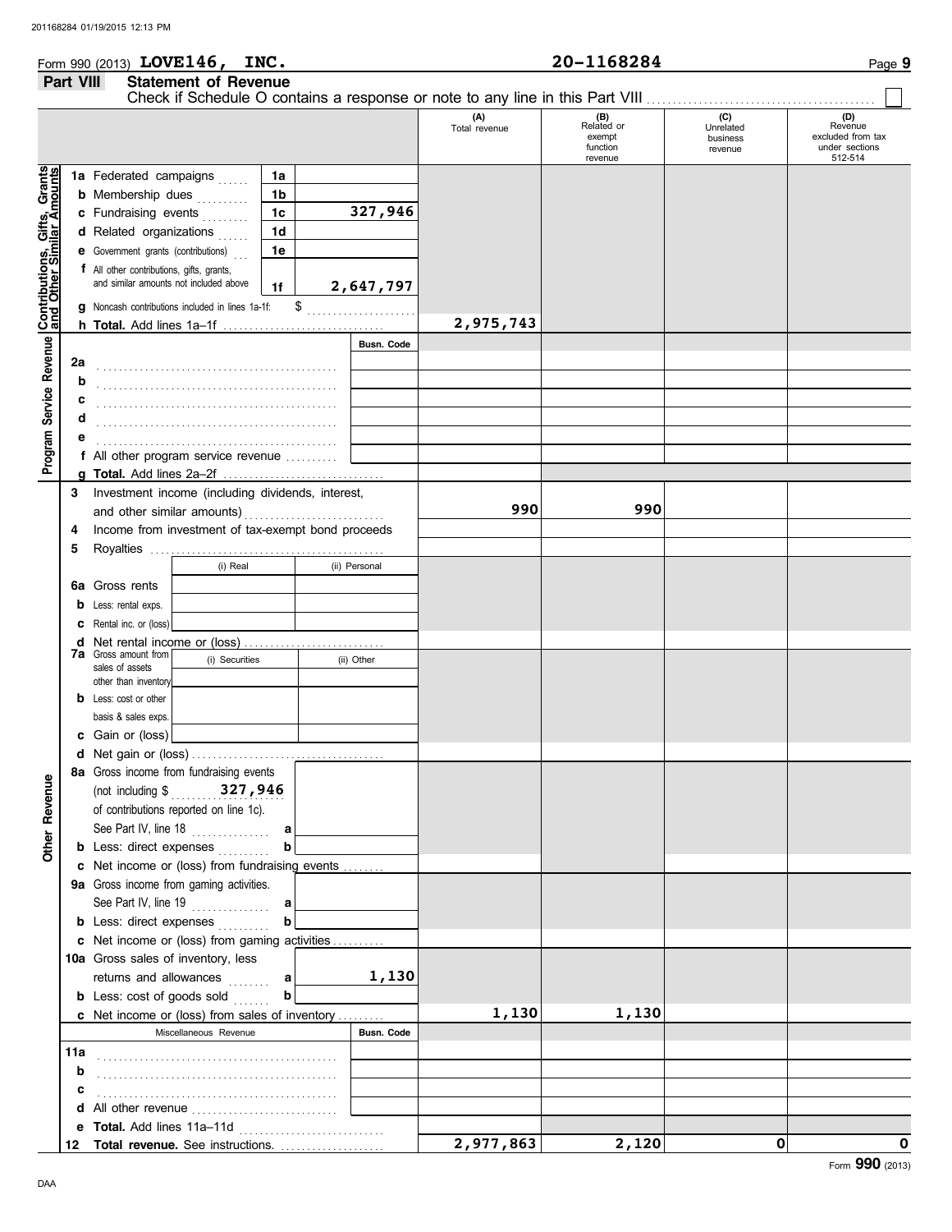Form 990 (2013) **LOVE146, INC.** 20-1168284

## Part VIII Statement of Revenue

Check if Schedule O contains a response or note to any line in this Part VIII ☐

| | | | (A) Total revenue | (B) Related or exempt function revenue | (C) Unrelated business revenue | (D) Revenue excluded from tax under sections 512-514 |
|---|---|---|---|---|---|---|
| **Contributions, Gifts, Grants and Other Similar Amounts** | 1a Federated campaigns | 1a | | | | |
| | b Membership dues | 1b | | | | |
| | c Fundraising events | 1c 327,946 | | | | |
| | d Related organizations | 1d | | | | |
| | e Government grants (contributions) | 1e | | | | |
| | f All other contributions, gifts, grants, and similar amounts not included above | 1f 2,647,797 | | | | |
| | g Noncash contributions included in lines 1a-1f: $ | | | | | |
| | h **Total.** Add lines 1a–1f | | 2,975,743 | | | |
| **Program Service Revenue** | | Busn. Code | | | | |
| | 2a | | | | | |
| | b | | | | | |
| | c | | | | | |
| | d | | | | | |
| | e | | | | | |
| | f All other program service revenue | | | | | |
| | g **Total.** Add lines 2a–2f | | | | | |
| **Other Revenue** | 3 Investment income (including dividends, interest, and other similar amounts) | | 990 | 990 | | |
| | 4 Income from investment of tax-exempt bond proceeds | | | | | |
| | 5 Royalties | | | | | |
| | | (i) Real / (ii) Personal | | | | |
| | 6a Gross rents | | | | | |
| | b Less: rental exps. | | | | | |
| | c Rental inc. or (loss) | | | | | |
| | d Net rental income or (loss) | | | | | |
| | 7a Gross amount from sales of assets other than inventory | (i) Securities / (ii) Other | | | | |
| | b Less: cost or other basis & sales exps. | | | | | |
| | c Gain or (loss) | | | | | |
| | d Net gain or (loss) | | | | | |
| | 8a Gross income from fundraising events (not including $ 327,946 of contributions reported on line 1c). See Part IV, line 18 | a | | | | |
| | b Less: direct expenses | b | | | | |
| | c Net income or (loss) from fundraising events | | | | | |
| | 9a Gross income from gaming activities. See Part IV, line 19 | a | | | | |
| | b Less: direct expenses | b | | | | |
| | c Net income or (loss) from gaming activities | | | | | |
| | 10a Gross sales of inventory, less returns and allowances | a 1,130 | | | | |
| | b Less: cost of goods sold | b | | | | |
| | c Net income or (loss) from sales of inventory | | 1,130 | 1,130 | | |
| | Miscellaneous Revenue | Busn. Code | | | | |
| | 11a | | | | | |
| | b | | | | | |
| | c | | | | | |
| | d All other revenue | | | | | |
| | e **Total.** Add lines 11a–11d | | | | | |
| | 12 **Total revenue.** See instructions. | | 2,977,863 | 2,120 | 0 | 0 |

Form **990** (2013)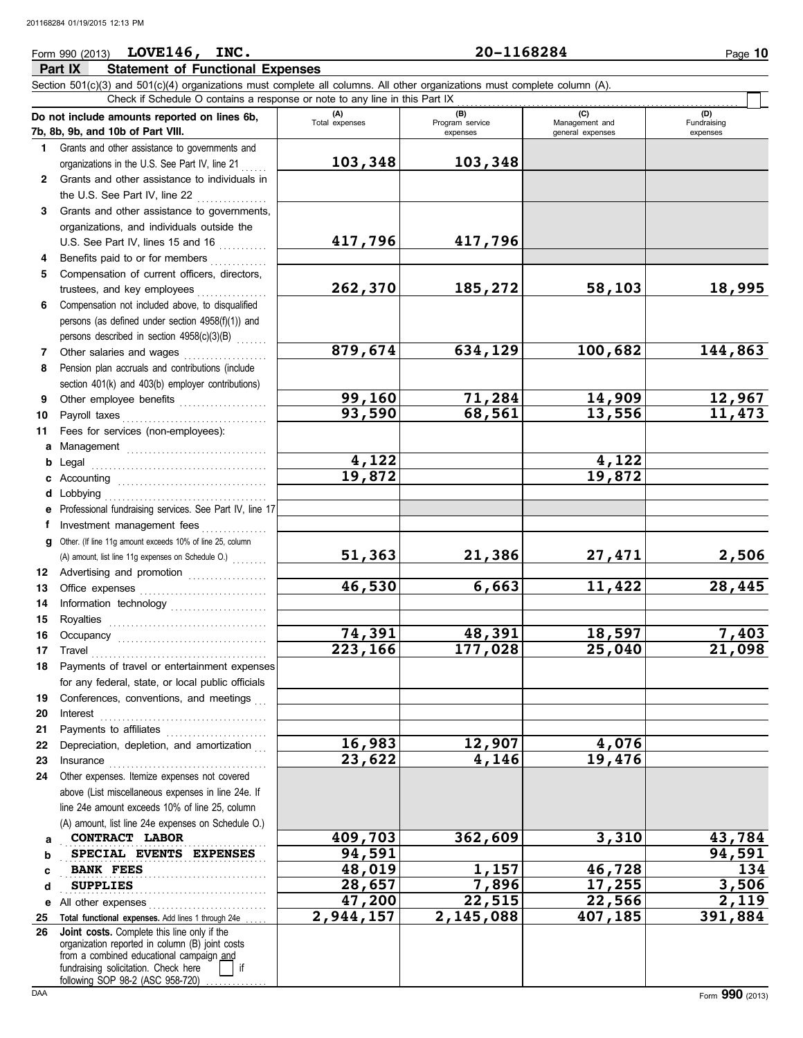Form 990 (2013) **LOVE146, INC.** **20-1168284**

## Part IX Statement of Functional Expenses

Section 501(c)(3) and 501(c)(4) organizations must complete all columns. All other organizations must complete column (A).

Check if Schedule O contains a response or note to any line in this Part IX

| Do not include amounts reported on lines 6b, 7b, 8b, 9b, and 10b of Part VIII. | (A) Total expenses | (B) Program service expenses | (C) Management and general expenses | (D) Fundraising expenses |
|---|---|---|---|---|
| **1** Grants and other assistance to governments and organizations in the U.S. See Part IV, line 21 | 103,348 | 103,348 | | |
| **2** Grants and other assistance to individuals in the U.S. See Part IV, line 22 | | | | |
| **3** Grants and other assistance to governments, organizations, and individuals outside the U.S. See Part IV, lines 15 and 16 | 417,796 | 417,796 | | |
| **4** Benefits paid to or for members | | | | |
| **5** Compensation of current officers, directors, trustees, and key employees | 262,370 | 185,272 | 58,103 | 18,995 |
| **6** Compensation not included above, to disqualified persons (as defined under section 4958(f)(1)) and persons described in section 4958(c)(3)(B) | | | | |
| **7** Other salaries and wages | 879,674 | 634,129 | 100,682 | 144,863 |
| **8** Pension plan accruals and contributions (include section 401(k) and 403(b) employer contributions) | | | | |
| **9** Other employee benefits | 99,160 | 71,284 | 14,909 | 12,967 |
| **10** Payroll taxes | 93,590 | 68,561 | 13,556 | 11,473 |
| **11** Fees for services (non-employees): | | | | |
| **a** Management | | | | |
| **b** Legal | 4,122 | | 4,122 | |
| **c** Accounting | 19,872 | | 19,872 | |
| **d** Lobbying | | | | |
| **e** Professional fundraising services. See Part IV, line 17 | | | | |
| **f** Investment management fees | | | | |
| **g** Other. (If line 11g amount exceeds 10% of line 25, column (A) amount, list line 11g expenses on Schedule O.) | 51,363 | 21,386 | 27,471 | 2,506 |
| **12** Advertising and promotion | | | | |
| **13** Office expenses | 46,530 | 6,663 | 11,422 | 28,445 |
| **14** Information technology | | | | |
| **15** Royalties | | | | |
| **16** Occupancy | 74,391 | 48,391 | 18,597 | 7,403 |
| **17** Travel | 223,166 | 177,028 | 25,040 | 21,098 |
| **18** Payments of travel or entertainment expenses for any federal, state, or local public officials | | | | |
| **19** Conferences, conventions, and meetings | | | | |
| **20** Interest | | | | |
| **21** Payments to affiliates | | | | |
| **22** Depreciation, depletion, and amortization | 16,983 | 12,907 | 4,076 | |
| **23** Insurance | 23,622 | 4,146 | 19,476 | |
| **24** Other expenses. Itemize expenses not covered above (List miscellaneous expenses in line 24e. If line 24e amount exceeds 10% of line 25, column (A) amount, list line 24e expenses on Schedule O.) | | | | |
| **a** CONTRACT LABOR | 409,703 | 362,609 | 3,310 | 43,784 |
| **b** SPECIAL EVENTS EXPENSES | 94,591 | | | 94,591 |
| **c** BANK FEES | 48,019 | 1,157 | 46,728 | 134 |
| **d** SUPPLIES | 28,657 | 7,896 | 17,255 | 3,506 |
| **e** All other expenses | 47,200 | 22,515 | 22,566 | 2,119 |
| **25 Total functional expenses.** Add lines 1 through 24e | 2,944,157 | 2,145,088 | 407,185 | 391,884 |
| **26 Joint costs.** Complete this line only if the organization reported in column (B) joint costs from a combined educational campaign and fundraising solicitation. Check here ☐ if following SOP 98-2 (ASC 958-720) | | | | |

Form **990** (2013)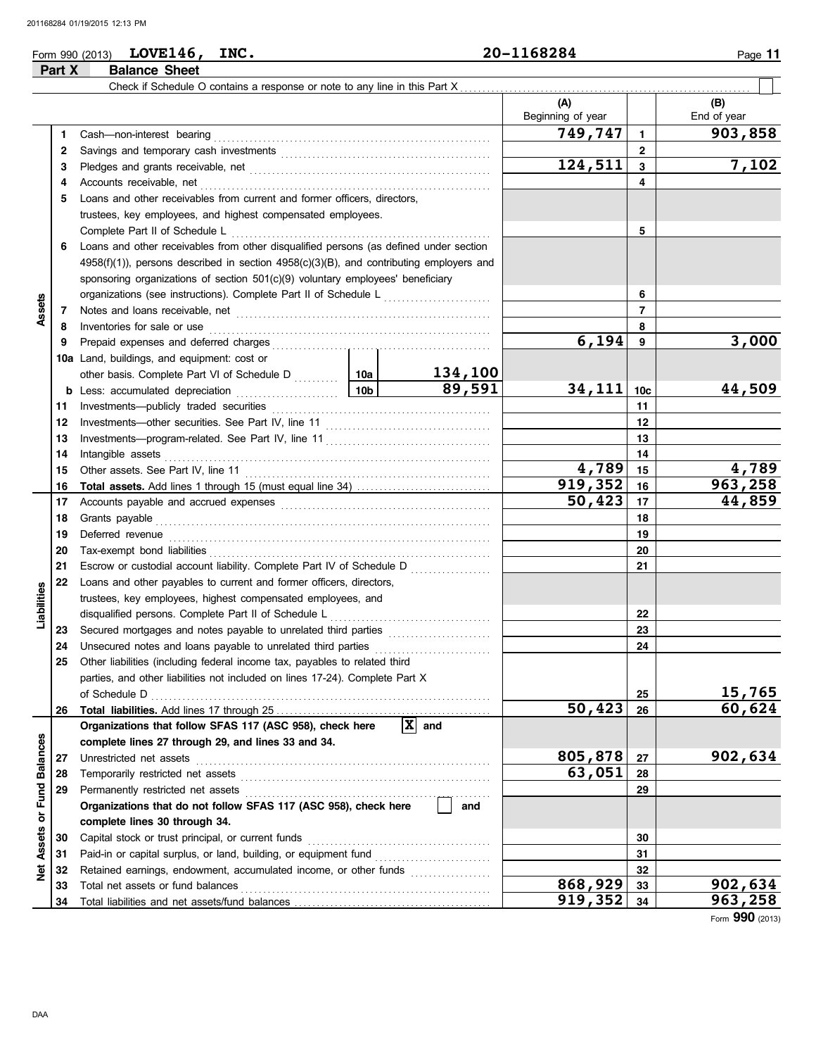Form 990 (2013) **LOVE146, INC.** 20-1168284

## Part X Balance Sheet

Check if Schedule O contains a response or note to any line in this Part X . . . . . . ☐

| | | | | (A) Beginning of year | | (B) End of year |
|---|---|---|---|---|---|---|
| **Assets** | 1 | Cash—non-interest bearing | | 749,747 | 1 | 903,858 |
| | 2 | Savings and temporary cash investments | | | 2 | |
| | 3 | Pledges and grants receivable, net | | 124,511 | 3 | 7,102 |
| | 4 | Accounts receivable, net | | | 4 | |
| | 5 | Loans and other receivables from current and former officers, directors, trustees, key employees, and highest compensated employees. Complete Part II of Schedule L | | | 5 | |
| | 6 | Loans and other receivables from other disqualified persons (as defined under section 4958(f)(1)), persons described in section 4958(c)(3)(B), and contributing employers and sponsoring organizations of section 501(c)(9) voluntary employees' beneficiary organizations (see instructions). Complete Part II of Schedule L | | | 6 | |
| | 7 | Notes and loans receivable, net | | | 7 | |
| | 8 | Inventories for sale or use | | | 8 | |
| | 9 | Prepaid expenses and deferred charges | | 6,194 | 9 | 3,000 |
| | 10a | Land, buildings, and equipment: cost or other basis. Complete Part VI of Schedule D | 10a 134,100 | | | |
| | b | Less: accumulated depreciation | 10b 89,591 | 34,111 | 10c | 44,509 |
| | 11 | Investments—publicly traded securities | | | 11 | |
| | 12 | Investments—other securities. See Part IV, line 11 | | | 12 | |
| | 13 | Investments—program-related. See Part IV, line 11 | | | 13 | |
| | 14 | Intangible assets | | | 14 | |
| | 15 | Other assets. See Part IV, line 11 | | 4,789 | 15 | 4,789 |
| | 16 | **Total assets.** Add lines 1 through 15 (must equal line 34) | | 919,352 | 16 | 963,258 |
| **Liabilities** | 17 | Accounts payable and accrued expenses | | 50,423 | 17 | 44,859 |
| | 18 | Grants payable | | | 18 | |
| | 19 | Deferred revenue | | | 19 | |
| | 20 | Tax-exempt bond liabilities | | | 20 | |
| | 21 | Escrow or custodial account liability. Complete Part IV of Schedule D | | | 21 | |
| | 22 | Loans and other payables to current and former officers, directors, trustees, key employees, highest compensated employees, and disqualified persons. Complete Part II of Schedule L | | | 22 | |
| | 23 | Secured mortgages and notes payable to unrelated third parties | | | 23 | |
| | 24 | Unsecured notes and loans payable to unrelated third parties | | | 24 | |
| | 25 | Other liabilities (including federal income tax, payables to related third parties, and other liabilities not included on lines 17-24). Complete Part X of Schedule D | | | 25 | 15,765 |
| | 26 | **Total liabilities.** Add lines 17 through 25 | | 50,423 | 26 | 60,624 |
| **Net Assets or Fund Balances** | | **Organizations that follow SFAS 117 (ASC 958), check here** ☒ **and complete lines 27 through 29, and lines 33 and 34.** | | | | |
| | 27 | Unrestricted net assets | | 805,878 | 27 | 902,634 |
| | 28 | Temporarily restricted net assets | | 63,051 | 28 | |
| | 29 | Permanently restricted net assets | | | 29 | |
| | | **Organizations that do not follow SFAS 117 (ASC 958), check here** ☐ **and complete lines 30 through 34.** | | | | |
| | 30 | Capital stock or trust principal, or current funds | | | 30 | |
| | 31 | Paid-in or capital surplus, or land, building, or equipment fund | | | 31 | |
| | 32 | Retained earnings, endowment, accumulated income, or other funds | | | 32 | |
| | 33 | Total net assets or fund balances | | 868,929 | 33 | 902,634 |
| | 34 | Total liabilities and net assets/fund balances | | 919,352 | 34 | 963,258 |

Form **990** (2013)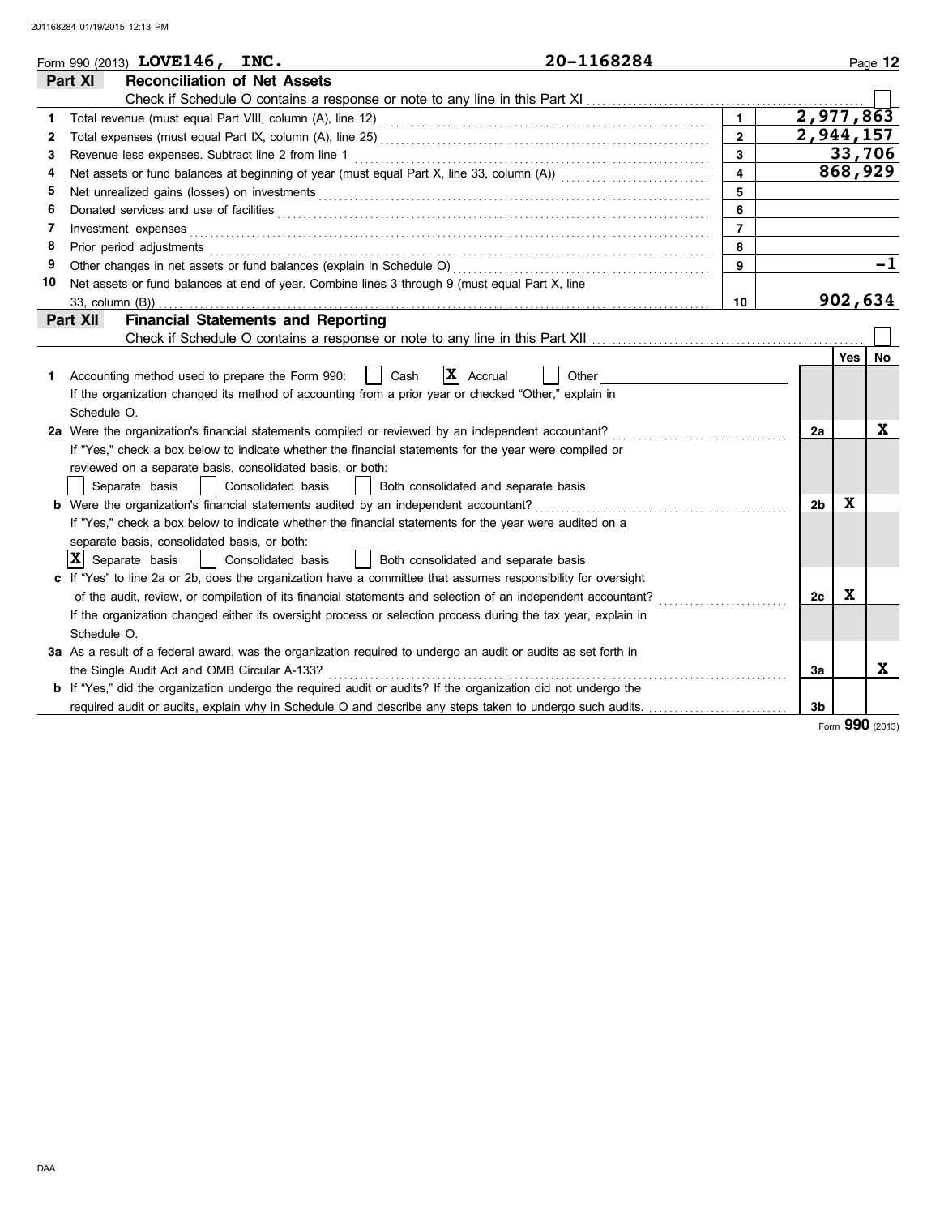Form 990 (2013) **LOVE146, INC.** **20-1168284**

## Part XI Reconciliation of Net Assets

Check if Schedule O contains a response or note to any line in this Part XI ☐

| | | | |
|---|---|---|---|
| 1 | Total revenue (must equal Part VIII, column (A), line 12) | 1 | 2,977,863 |
| 2 | Total expenses (must equal Part IX, column (A), line 25) | 2 | 2,944,157 |
| 3 | Revenue less expenses. Subtract line 2 from line 1 | 3 | 33,706 |
| 4 | Net assets or fund balances at beginning of year (must equal Part X, line 33, column (A)) | 4 | 868,929 |
| 5 | Net unrealized gains (losses) on investments | 5 | |
| 6 | Donated services and use of facilities | 6 | |
| 7 | Investment expenses | 7 | |
| 8 | Prior period adjustments | 8 | |
| 9 | Other changes in net assets or fund balances (explain in Schedule O) | 9 | -1 |
| 10 | Net assets or fund balances at end of year. Combine lines 3 through 9 (must equal Part X, line 33, column (B)) | 10 | 902,634 |

## Part XII Financial Statements and Reporting

Check if Schedule O contains a response or note to any line in this Part XII ☐

| | | | Yes | No |
|---|---|---|---|---|
| 1 | Accounting method used to prepare the Form 990: ☐ Cash ☒ Accrual ☐ Other ______<br>If the organization changed its method of accounting from a prior year or checked "Other," explain in Schedule O. | | | |
| 2a | Were the organization's financial statements compiled or reviewed by an independent accountant?<br>If "Yes," check a box below to indicate whether the financial statements for the year were compiled or reviewed on a separate basis, consolidated basis, or both:<br>☐ Separate basis ☐ Consolidated basis ☐ Both consolidated and separate basis | 2a | | X |
| b | Were the organization's financial statements audited by an independent accountant?<br>If "Yes," check a box below to indicate whether the financial statements for the year were audited on a separate basis, consolidated basis, or both:<br>☒ Separate basis ☐ Consolidated basis ☐ Both consolidated and separate basis | 2b | X | |
| c | If "Yes" to line 2a or 2b, does the organization have a committee that assumes responsibility for oversight of the audit, review, or compilation of its financial statements and selection of an independent accountant?<br>If the organization changed either its oversight process or selection process during the tax year, explain in Schedule O. | 2c | X | |
| 3a | As a result of a federal award, was the organization required to undergo an audit or audits as set forth in the Single Audit Act and OMB Circular A-133? | 3a | | X |
| b | If "Yes," did the organization undergo the required audit or audits? If the organization did not undergo the required audit or audits, explain why in Schedule O and describe any steps taken to undergo such audits. | 3b | | |

Form **990** (2013)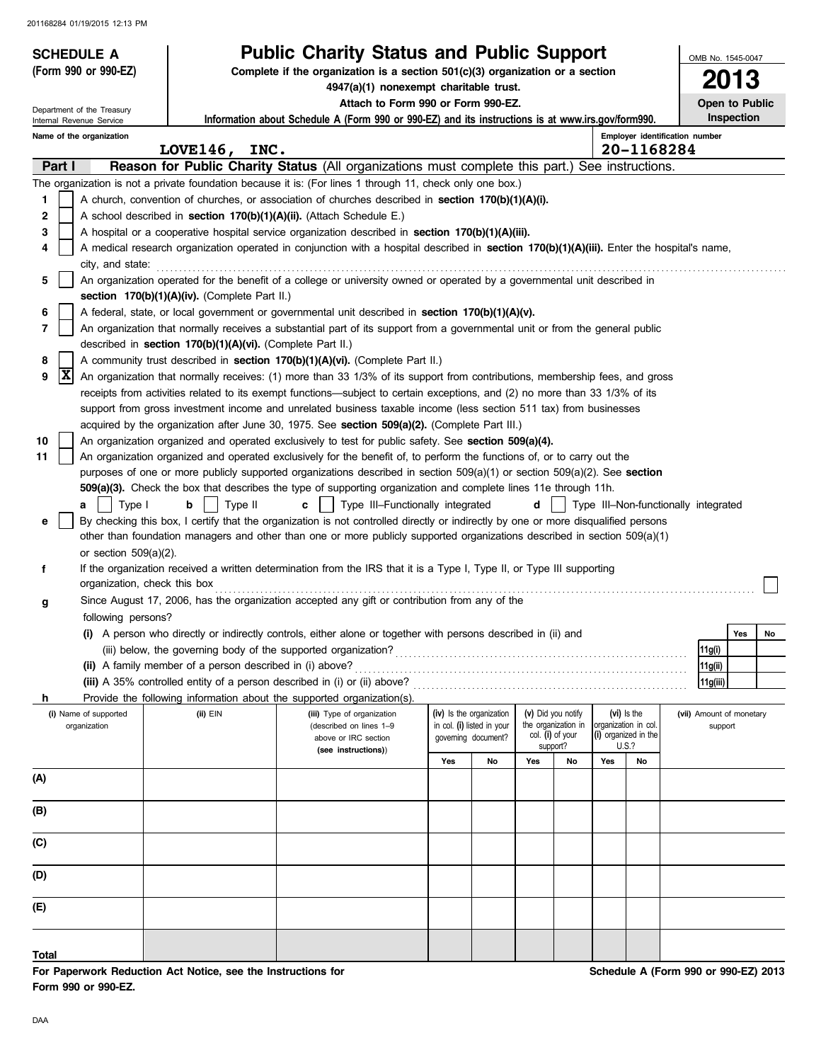**SCHEDULE A** **(Form 990 or 990-EZ)**

Department of the Treasury
Internal Revenue Service

# Public Charity Status and Public Support

**Complete if the organization is a section 501(c)(3) organization or a section 4947(a)(1) nonexempt charitable trust.**

**Attach to Form 990 or Form 990-EZ.**

**Information about Schedule A (Form 990 or 990-EZ) and its instructions is at www.irs.gov/form990.**

OMB No. 1545-0047

**2013**

**Open to Public Inspection**

Name of the organization: **LOVE146, INC.**

Employer identification number: **20-1168284**

## Part I — Reason for Public Charity Status (All organizations must complete this part.) See instructions.

The organization is not a private foundation because it is: (For lines 1 through 11, check only one box.)

1. [ ] A church, convention of churches, or association of churches described in **section 170(b)(1)(A)(i).**
2. [ ] A school described in **section 170(b)(1)(A)(ii).** (Attach Schedule E.)
3. [ ] A hospital or a cooperative hospital service organization described in **section 170(b)(1)(A)(iii).**
4. [ ] A medical research organization operated in conjunction with a hospital described in **section 170(b)(1)(A)(iii).** Enter the hospital's name, city, and state:
5. [ ] An organization operated for the benefit of a college or university owned or operated by a governmental unit described in **section 170(b)(1)(A)(iv).** (Complete Part II.)
6. [ ] A federal, state, or local government or governmental unit described in **section 170(b)(1)(A)(v).**
7. [ ] An organization that normally receives a substantial part of its support from a governmental unit or from the general public described in **section 170(b)(1)(A)(vi).** (Complete Part II.)
8. [ ] A community trust described in **section 170(b)(1)(A)(vi).** (Complete Part II.)
9. [X] An organization that normally receives: (1) more than 33 1/3% of its support from contributions, membership fees, and gross receipts from activities related to its exempt functions—subject to certain exceptions, and (2) no more than 33 1/3% of its support from gross investment income and unrelated business taxable income (less section 511 tax) from businesses acquired by the organization after June 30, 1975. See **section 509(a)(2).** (Complete Part III.)
10. [ ] An organization organized and operated exclusively to test for public safety. See **section 509(a)(4).**
11. [ ] An organization organized and operated exclusively for the benefit of, to perform the functions of, or to carry out the purposes of one or more publicly supported organizations described in section 509(a)(1) or section 509(a)(2). See **section 509(a)(3).** Check the box that describes the type of supporting organization and complete lines 11e through 11h.

   **a** [ ] Type I  **b** [ ] Type II  **c** [ ] Type III–Functionally integrated  **d** [ ] Type III–Non-functionally integrated

   **e** [ ] By checking this box, I certify that the organization is not controlled directly or indirectly by one or more disqualified persons other than foundation managers and other than one or more publicly supported organizations described in section 509(a)(1) or section 509(a)(2).

   **f** If the organization received a written determination from the IRS that it is a Type I, Type II, or Type III supporting organization, check this box [ ]

   **g** Since August 17, 2006, has the organization accepted any gift or contribution from any of the following persons?

| | | Yes | No |
|---|---|---|---|
| **(i)** A person who directly or indirectly controls, either alone or together with persons described in (ii) and (iii) below, the governing body of the supported organization? | 11g(i) | | |
| **(ii)** A family member of a person described in (i) above? | 11g(ii) | | |
| **(iii)** A 35% controlled entity of a person described in (i) or (ii) above? | 11g(iii) | | |

   **h** Provide the following information about the supported organization(s).

| (i) Name of supported organization | (ii) EIN | (iii) Type of organization (described on lines 1–9 above or IRC section (see instructions)) | (iv) Is the organization in col. (i) listed in your governing document? Yes | No | (v) Did you notify the organization in col. (i) of your support? Yes | No | (vi) Is the organization in col. (i) organized in the U.S.? Yes | No | (vii) Amount of monetary support |
|---|---|---|---|---|---|---|---|---|---|
| (A) | | | | | | | | | |
| (B) | | | | | | | | | |
| (C) | | | | | | | | | |
| (D) | | | | | | | | | |
| (E) | | | | | | | | | |
| **Total** | | | | | | | | | |

**For Paperwork Reduction Act Notice, see the Instructions for Form 990 or 990-EZ.**

**Schedule A (Form 990 or 990-EZ) 2013**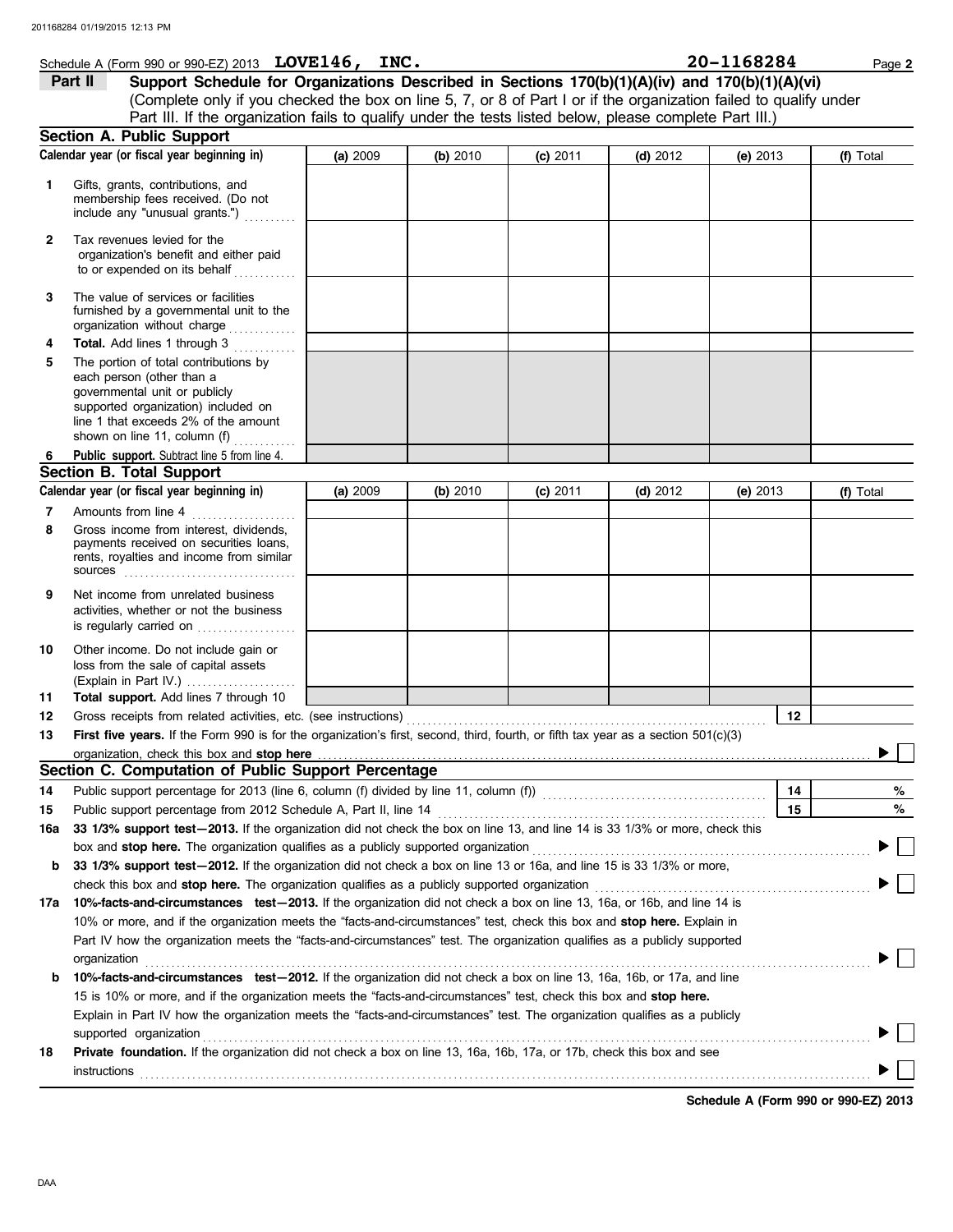Schedule A (Form 990 or 990-EZ) 2013 **LOVE146, INC.** **20-1168284** Page **2**

## Part II Support Schedule for Organizations Described in Sections 170(b)(1)(A)(iv) and 170(b)(1)(A)(vi)

(Complete only if you checked the box on line 5, 7, or 8 of Part I or if the organization failed to qualify under Part III. If the organization fails to qualify under the tests listed below, please complete Part III.)

### Section A. Public Support

| Calendar year (or fiscal year beginning in) | (a) 2009 | (b) 2010 | (c) 2011 | (d) 2012 | (e) 2013 | (f) Total |
|---|---|---|---|---|---|---|
| **1** Gifts, grants, contributions, and membership fees received. (Do not include any "unusual grants.") | | | | | | |
| **2** Tax revenues levied for the organization's benefit and either paid to or expended on its behalf | | | | | | |
| **3** The value of services or facilities furnished by a governmental unit to the organization without charge | | | | | | |
| **4** **Total.** Add lines 1 through 3 | | | | | | |
| **5** The portion of total contributions by each person (other than a governmental unit or publicly supported organization) included on line 1 that exceeds 2% of the amount shown on line 11, column (f) | | | | | | |
| **6** **Public support.** Subtract line 5 from line 4. | | | | | | |

### Section B. Total Support

| Calendar year (or fiscal year beginning in) | (a) 2009 | (b) 2010 | (c) 2011 | (d) 2012 | (e) 2013 | (f) Total |
|---|---|---|---|---|---|---|
| **7** Amounts from line 4 | | | | | | |
| **8** Gross income from interest, dividends, payments received on securities loans, rents, royalties and income from similar sources | | | | | | |
| **9** Net income from unrelated business activities, whether or not the business is regularly carried on | | | | | | |
| **10** Other income. Do not include gain or loss from the sale of capital assets (Explain in Part IV.) | | | | | | |
| **11** **Total support.** Add lines 7 through 10 | | | | | | |

**12** Gross receipts from related activities, etc. (see instructions) **12**

**13** **First five years.** If the Form 990 is for the organization's first, second, third, fourth, or fifth tax year as a section 501(c)(3) organization, check this box and **stop here** ▶ ☐

### Section C. Computation of Public Support Percentage

**14** Public support percentage for 2013 (line 6, column (f) divided by line 11, column (f)) **14** %

**15** Public support percentage from 2012 Schedule A, Part II, line 14 **15** %

**16a** **33 1/3% support test—2013.** If the organization did not check the box on line 13, and line 14 is 33 1/3% or more, check this box and **stop here.** The organization qualifies as a publicly supported organization ▶ ☐

**b** **33 1/3% support test—2012.** If the organization did not check a box on line 13 or 16a, and line 15 is 33 1/3% or more, check this box and **stop here.** The organization qualifies as a publicly supported organization ▶ ☐

**17a** **10%-facts-and-circumstances test—2013.** If the organization did not check a box on line 13, 16a, or 16b, and line 14 is 10% or more, and if the organization meets the "facts-and-circumstances" test, check this box and **stop here.** Explain in Part IV how the organization meets the "facts-and-circumstances" test. The organization qualifies as a publicly supported organization ▶ ☐

**b** **10%-facts-and-circumstances test—2012.** If the organization did not check a box on line 13, 16a, 16b, or 17a, and line 15 is 10% or more, and if the organization meets the "facts-and-circumstances" test, check this box and **stop here.** Explain in Part IV how the organization meets the "facts-and-circumstances" test. The organization qualifies as a publicly supported organization ▶ ☐

**18** **Private foundation.** If the organization did not check a box on line 13, 16a, 16b, 17a, or 17b, check this box and see instructions ▶ ☐

**Schedule A (Form 990 or 990-EZ) 2013**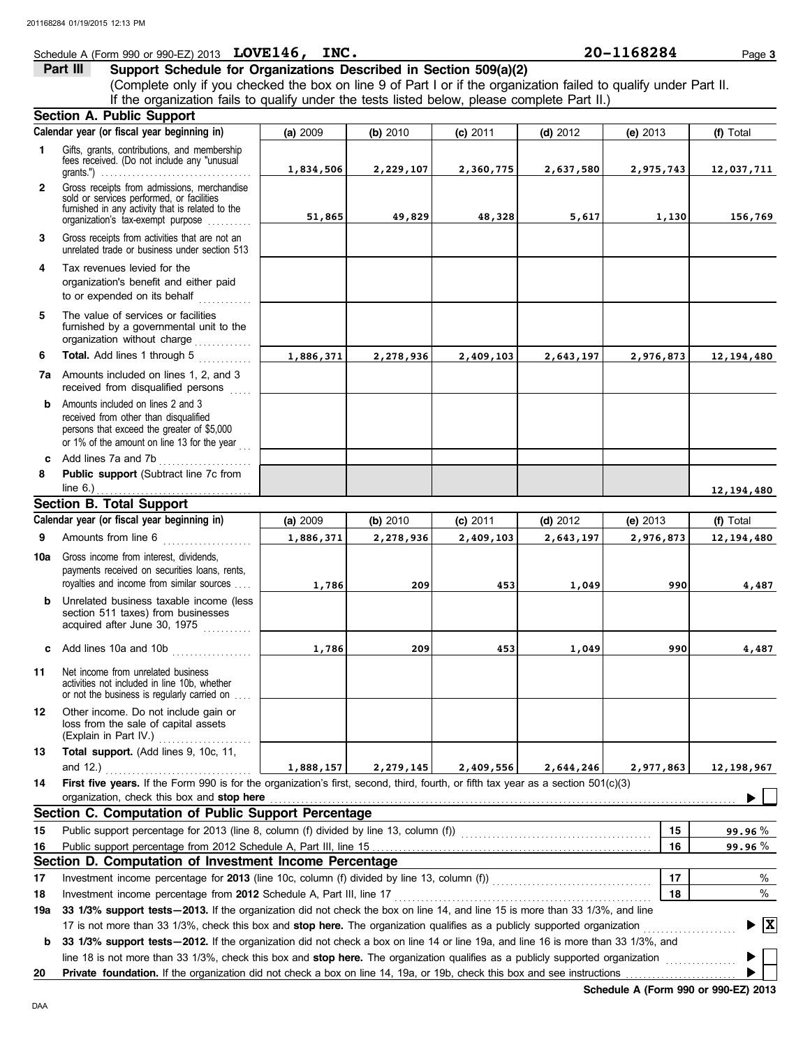Schedule A (Form 990 or 990-EZ) 2013 **LOVE146, INC.** **20-1168284** Page **3**

## Part III Support Schedule for Organizations Described in Section 509(a)(2)

(Complete only if you checked the box on line 9 of Part I or if the organization failed to qualify under Part II. If the organization fails to qualify under the tests listed below, please complete Part II.)

### Section A. Public Support

| Calendar year (or fiscal year beginning in) | (a) 2009 | (b) 2010 | (c) 2011 | (d) 2012 | (e) 2013 | (f) Total |
|---|---|---|---|---|---|---|
| **1** Gifts, grants, contributions, and membership fees received. (Do not include any "unusual grants.") | 1,834,506 | 2,229,107 | 2,360,775 | 2,637,580 | 2,975,743 | 12,037,711 |
| **2** Gross receipts from admissions, merchandise sold or services performed, or facilities furnished in any activity that is related to the organization's tax-exempt purpose | 51,865 | 49,829 | 48,328 | 5,617 | 1,130 | 156,769 |
| **3** Gross receipts from activities that are not an unrelated trade or business under section 513 | | | | | | |
| **4** Tax revenues levied for the organization's benefit and either paid to or expended on its behalf | | | | | | |
| **5** The value of services or facilities furnished by a governmental unit to the organization without charge | | | | | | |
| **6** **Total.** Add lines 1 through 5 | 1,886,371 | 2,278,936 | 2,409,103 | 2,643,197 | 2,976,873 | 12,194,480 |
| **7a** Amounts included on lines 1, 2, and 3 received from disqualified persons | | | | | | |
| **b** Amounts included on lines 2 and 3 received from other than disqualified persons that exceed the greater of $5,000 or 1% of the amount on line 13 for the year | | | | | | |
| **c** Add lines 7a and 7b | | | | | | |
| **8** **Public support** (Subtract line 7c from line 6.) | | | | | | 12,194,480 |

### Section B. Total Support

| Calendar year (or fiscal year beginning in) | (a) 2009 | (b) 2010 | (c) 2011 | (d) 2012 | (e) 2013 | (f) Total |
|---|---|---|---|---|---|---|
| **9** Amounts from line 6 | 1,886,371 | 2,278,936 | 2,409,103 | 2,643,197 | 2,976,873 | 12,194,480 |
| **10a** Gross income from interest, dividends, payments received on securities loans, rents, royalties and income from similar sources | 1,786 | 209 | 453 | 1,049 | 990 | 4,487 |
| **b** Unrelated business taxable income (less section 511 taxes) from businesses acquired after June 30, 1975 | | | | | | |
| **c** Add lines 10a and 10b | 1,786 | 209 | 453 | 1,049 | 990 | 4,487 |
| **11** Net income from unrelated business activities not included in line 10b, whether or not the business is regularly carried on | | | | | | |
| **12** Other income. Do not include gain or loss from the sale of capital assets (Explain in Part IV.) | | | | | | |
| **13** **Total support.** (Add lines 9, 10c, 11, and 12.) | 1,888,157 | 2,279,145 | 2,409,556 | 2,644,246 | 2,977,863 | 12,198,967 |

**14** **First five years.** If the Form 990 is for the organization's first, second, third, fourth, or fifth tax year as a section 501(c)(3) organization, check this box and **stop here** ☐

### Section C. Computation of Public Support Percentage

| | | | |
|---|---|---|---|
| **15** | Public support percentage for 2013 (line 8, column (f) divided by line 13, column (f)) | 15 | 99.96 % |
| **16** | Public support percentage from 2012 Schedule A, Part III, line 15 | 16 | 99.96 % |

### Section D. Computation of Investment Income Percentage

| | | | |
|---|---|---|---|
| **17** | Investment income percentage for **2013** (line 10c, column (f) divided by line 13, column (f)) | 17 | % |
| **18** | Investment income percentage from **2012** Schedule A, Part III, line 17 | 18 | % |

**19a** **33 1/3% support tests—2013.** If the organization did not check the box on line 14, and line 15 is more than 33 1/3%, and line 17 is not more than 33 1/3%, check this box and **stop here.** The organization qualifies as a publicly supported organization ☒

**b** **33 1/3% support tests—2012.** If the organization did not check a box on line 14 or line 19a, and line 16 is more than 33 1/3%, and line 18 is not more than 33 1/3%, check this box and **stop here.** The organization qualifies as a publicly supported organization ☐

**20** **Private foundation.** If the organization did not check a box on line 14, 19a, or 19b, check this box and see instructions ☐

**Schedule A (Form 990 or 990-EZ) 2013**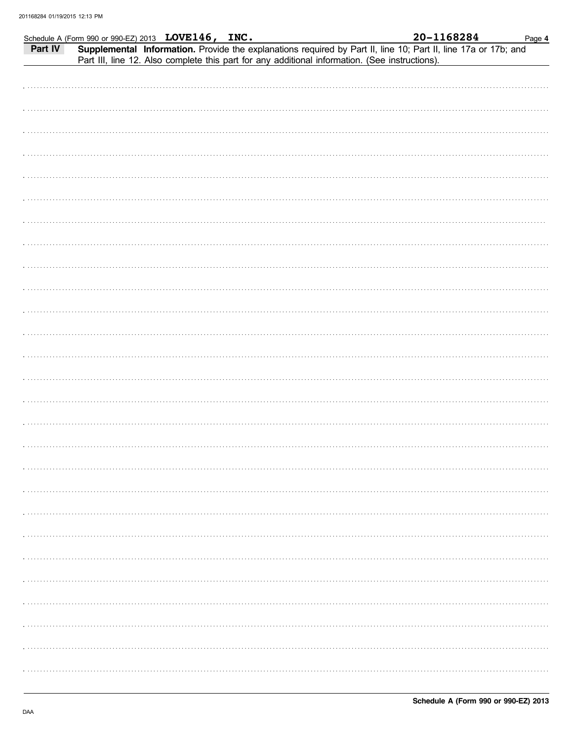Schedule A (Form 990 or 990-EZ) 2013 **LOVE146, INC.** **20-1168284** Page **4**

## Part IV Supplemental Information.

Provide the explanations required by Part II, line 10; Part II, line 17a or 17b; and Part III, line 12. Also complete this part for any additional information. (See instructions).

**Schedule A (Form 990 or 990-EZ) 2013**

DAA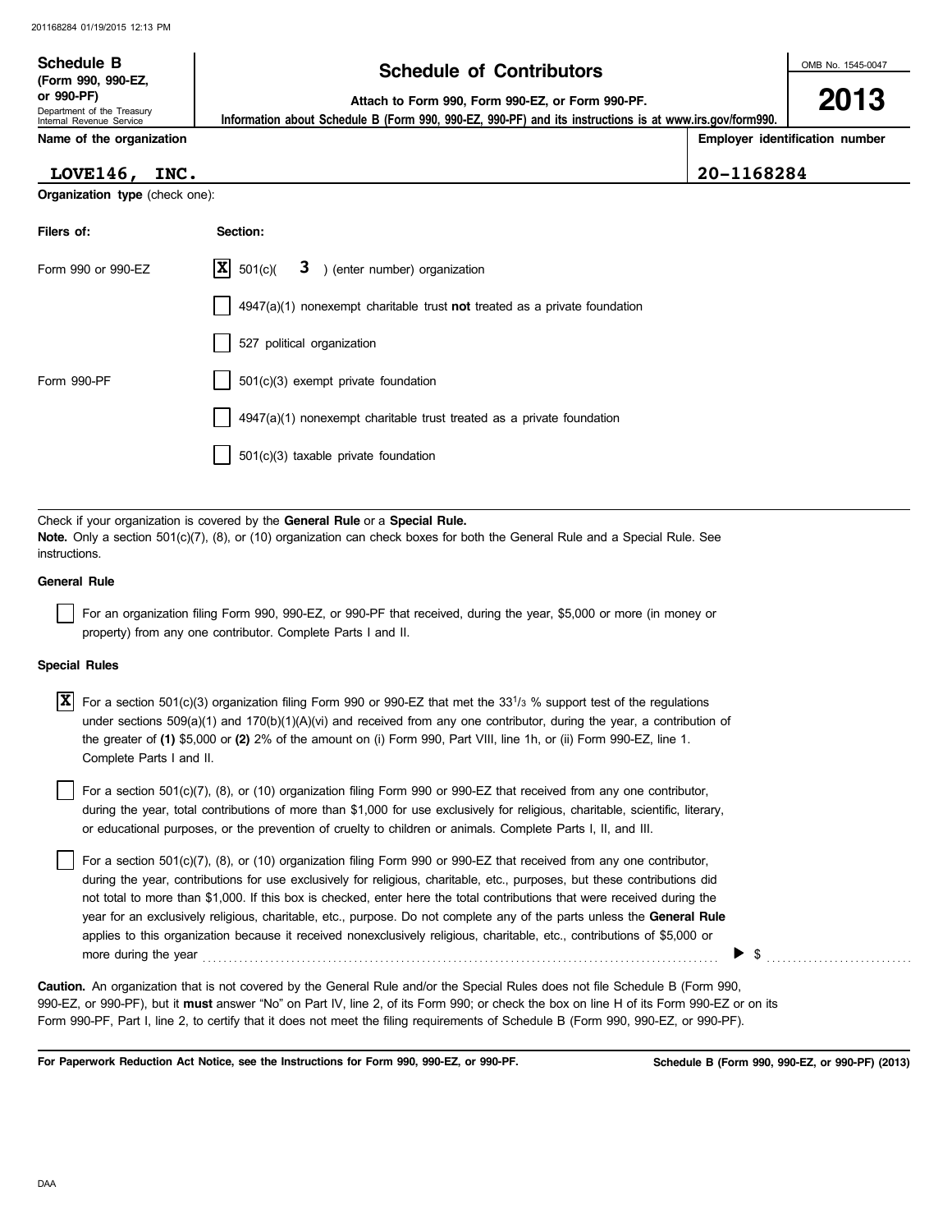**Schedule B**
**(Form 990, 990-EZ, or 990-PF)**
Department of the Treasury
Internal Revenue Service

# Schedule of Contributors

**Attach to Form 990, Form 990-EZ, or Form 990-PF.**
**Information about Schedule B (Form 990, 990-EZ, 990-PF) and its instructions is at www.irs.gov/form990.**

OMB No. 1545-0047

**2013**

**Name of the organization**: LOVE146, INC.

**Employer identification number**: 20-1168284

**Organization type** (check one):

| Filers of: | Section: |
|---|---|
| Form 990 or 990-EZ | [X] 501(c)( 3 ) (enter number) organization |
| | [ ] 4947(a)(1) nonexempt charitable trust **not** treated as a private foundation |
| | [ ] 527 political organization |
| Form 990-PF | [ ] 501(c)(3) exempt private foundation |
| | [ ] 4947(a)(1) nonexempt charitable trust treated as a private foundation |
| | [ ] 501(c)(3) taxable private foundation |

Check if your organization is covered by the **General Rule** or a **Special Rule.**
**Note.** Only a section 501(c)(7), (8), or (10) organization can check boxes for both the General Rule and a Special Rule. See instructions.

**General Rule**

[ ] For an organization filing Form 990, 990-EZ, or 990-PF that received, during the year, $5,000 or more (in money or property) from any one contributor. Complete Parts I and II.

**Special Rules**

[X] For a section 501(c)(3) organization filing Form 990 or 990-EZ that met the $33^1/_3$ % support test of the regulations under sections 509(a)(1) and 170(b)(1)(A)(vi) and received from any one contributor, during the year, a contribution of the greater of **(1)** $5,000 or **(2)** 2% of the amount on (i) Form 990, Part VIII, line 1h, or (ii) Form 990-EZ, line 1. Complete Parts I and II.

[ ] For a section 501(c)(7), (8), or (10) organization filing Form 990 or 990-EZ that received from any one contributor, during the year, total contributions of more than $1,000 for use exclusively for religious, charitable, scientific, literary, or educational purposes, or the prevention of cruelty to children or animals. Complete Parts I, II, and III.

[ ] For a section 501(c)(7), (8), or (10) organization filing Form 990 or 990-EZ that received from any one contributor, during the year, contributions for use exclusively for religious, charitable, etc., purposes, but these contributions did not total to more than $1,000. If this box is checked, enter here the total contributions that were received during the year for an exclusively religious, charitable, etc., purpose. Do not complete any of the parts unless the **General Rule** applies to this organization because it received nonexclusively religious, charitable, etc., contributions of $5,000 or more during the year ▶ $ ..........

**Caution.** An organization that is not covered by the General Rule and/or the Special Rules does not file Schedule B (Form 990, 990-EZ, or 990-PF), but it **must** answer "No" on Part IV, line 2, of its Form 990; or check the box on line H of its Form 990-EZ or on its Form 990-PF, Part I, line 2, to certify that it does not meet the filing requirements of Schedule B (Form 990, 990-EZ, or 990-PF).

**For Paperwork Reduction Act Notice, see the Instructions for Form 990, 990-EZ, or 990-PF.** **Schedule B (Form 990, 990-EZ, or 990-PF) (2013)**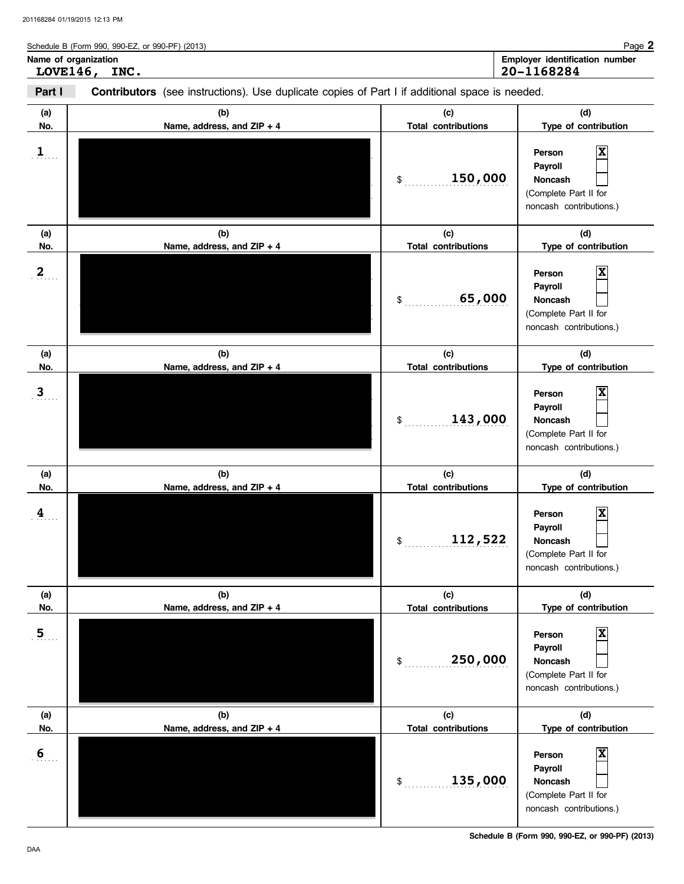Schedule B (Form 990, 990-EZ, or 990-PF) (2013)

**Name of organization**
LOVE146, INC.

**Employer identification number**
20-1168284

**Part I** **Contributors** (see instructions). Use duplicate copies of Part I if additional space is needed.

| (a) No. | (b) Name, address, and ZIP + 4 | (c) Total contributions | (d) Type of contribution |
|---|---|---|---|
| 1 | | $ 150,000 | Person [X] Payroll [ ] Noncash [ ] (Complete Part II for noncash contributions.) |
| 2 | | $ 65,000 | Person [X] Payroll [ ] Noncash [ ] (Complete Part II for noncash contributions.) |
| 3 | | $ 143,000 | Person [X] Payroll [ ] Noncash [ ] (Complete Part II for noncash contributions.) |
| 4 | | $ 112,522 | Person [X] Payroll [ ] Noncash [ ] (Complete Part II for noncash contributions.) |
| 5 | | $ 250,000 | Person [X] Payroll [ ] Noncash [ ] (Complete Part II for noncash contributions.) |
| 6 | | $ 135,000 | Person [X] Payroll [ ] Noncash [ ] (Complete Part II for noncash contributions.) |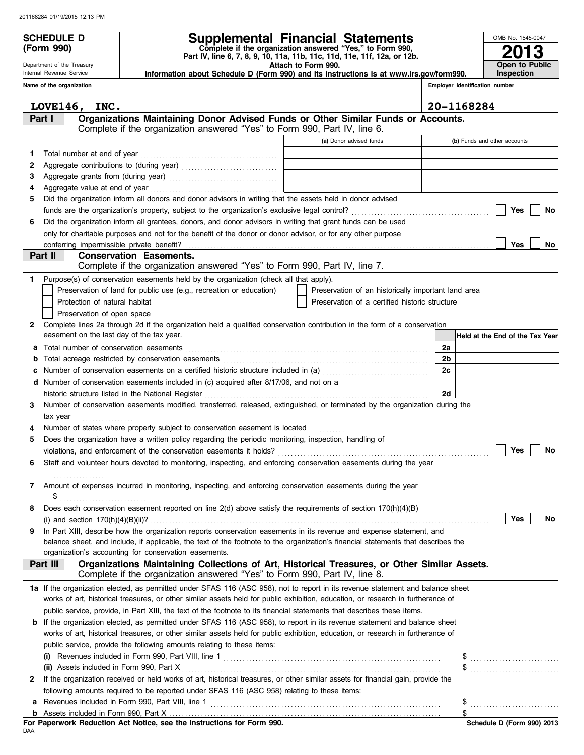201168284 01/19/2015 12:13 PM

**SCHEDULE D (Form 990)**

Department of the Treasury
Internal Revenue Service

# Supplemental Financial Statements

**Complete if the organization answered "Yes," to Form 990, Part IV, line 6, 7, 8, 9, 10, 11a, 11b, 11c, 11d, 11e, 11f, 12a, or 12b.**
**Attach to Form 990.**
**Information about Schedule D (Form 990) and its instructions is at www.irs.gov/form990.**

OMB No. 1545-0047
**2013**
**Open to Public Inspection**

**Name of the organization**: LOVE146, INC.
**Employer identification number**: 20-1168284

## Part I Organizations Maintaining Donor Advised Funds or Other Similar Funds or Accounts.
Complete if the organization answered "Yes" to Form 990, Part IV, line 6.

| | | (a) Donor advised funds | (b) Funds and other accounts |
|---|---|---|---|
| 1 | Total number at end of year | | |
| 2 | Aggregate contributions to (during year) | | |
| 3 | Aggregate grants from (during year) | | |
| 4 | Aggregate value at end of year | | |

5 Did the organization inform all donors and donor advisors in writing that the assets held in donor advised funds are the organization's property, subject to the organization's exclusive legal control? ☐ Yes ☐ No

6 Did the organization inform all grantees, donors, and donor advisors in writing that grant funds can be used only for charitable purposes and not for the benefit of the donor or donor advisor, or for any other purpose conferring impermissible private benefit? ☐ Yes ☐ No

## Part II Conservation Easements.
Complete if the organization answered "Yes" to Form 990, Part IV, line 7.

1 Purpose(s) of conservation easements held by the organization (check all that apply).

- ☐ Preservation of land for public use (e.g., recreation or education)
- ☐ Protection of natural habitat
- ☐ Preservation of open space
- ☐ Preservation of an historically important land area
- ☐ Preservation of a certified historic structure

2 Complete lines 2a through 2d if the organization held a qualified conservation contribution in the form of a conservation easement on the last day of the tax year.

| | | | Held at the End of the Tax Year |
|---|---|---|---|
| a | Total number of conservation easements | 2a | |
| b | Total acreage restricted by conservation easements | 2b | |
| c | Number of conservation easements on a certified historic structure included in (a) | 2c | |
| d | Number of conservation easements included in (c) acquired after 8/17/06, and not on a historic structure listed in the National Register | 2d | |

3 Number of conservation easements modified, transferred, released, extinguished, or terminated by the organization during the tax year

4 Number of states where property subject to conservation easement is located

5 Does the organization have a written policy regarding the periodic monitoring, inspection, handling of violations, and enforcement of the conservation easements it holds? ☐ Yes ☐ No

6 Staff and volunteer hours devoted to monitoring, inspecting, and enforcing conservation easements during the year

7 Amount of expenses incurred in monitoring, inspecting, and enforcing conservation easements during the year
$

8 Does each conservation easement reported on line 2(d) above satisfy the requirements of section 170(h)(4)(B)(i) and section 170(h)(4)(B)(ii)? ☐ Yes ☐ No

9 In Part XIII, describe how the organization reports conservation easements in its revenue and expense statement, and balance sheet, and include, if applicable, the text of the footnote to the organization's financial statements that describes the organization's accounting for conservation easements.

## Part III Organizations Maintaining Collections of Art, Historical Treasures, or Other Similar Assets.
Complete if the organization answered "Yes" to Form 990, Part IV, line 8.

1a If the organization elected, as permitted under SFAS 116 (ASC 958), not to report in its revenue statement and balance sheet works of art, historical treasures, or other similar assets held for public exhibition, education, or research in furtherance of public service, provide, in Part XIII, the text of the footnote to its financial statements that describes these items.

b If the organization elected, as permitted under SFAS 116 (ASC 958), to report in its revenue statement and balance sheet works of art, historical treasures, or other similar assets held for public exhibition, education, or research in furtherance of public service, provide the following amounts relating to these items:

(i) Revenues included in Form 990, Part VIII, line 1 $

(ii) Assets included in Form 990, Part X $

2 If the organization received or held works of art, historical treasures, or other similar assets for financial gain, provide the following amounts required to be reported under SFAS 116 (ASC 958) relating to these items:

a Revenues included in Form 990, Part VIII, line 1 $

b Assets included in Form 990, Part X $

**For Paperwork Reduction Act Notice, see the Instructions for Form 990.**

DAA

**Schedule D (Form 990) 2013**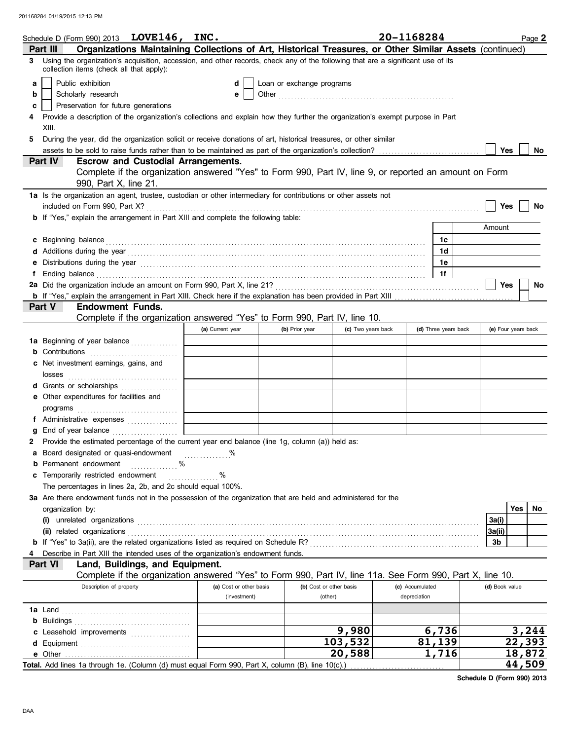Schedule D (Form 990) 2013 **LOVE146, INC.** **20-1168284** Page **2**

## Part III Organizations Maintaining Collections of Art, Historical Treasures, or Other Similar Assets (continued)

**3** Using the organization's acquisition, accession, and other records, check any of the following that are a significant use of its collection items (check all that apply):

- **a** ☐ Public exhibition
- **b** ☐ Scholarly research
- **c** ☐ Preservation for future generations
- **d** ☐ Loan or exchange programs
- **e** ☐ Other

**4** Provide a description of the organization's collections and explain how they further the organization's exempt purpose in Part XIII.

**5** During the year, did the organization solicit or receive donations of art, historical treasures, or other similar assets to be sold to raise funds rather than to be maintained as part of the organization's collection? ☐ Yes ☐ No

## Part IV Escrow and Custodial Arrangements.

Complete if the organization answered "Yes" to Form 990, Part IV, line 9, or reported an amount on Form 990, Part X, line 21.

**1a** Is the organization an agent, trustee, custodian or other intermediary for contributions or other assets not included on Form 990, Part X? ☐ Yes ☐ No

**b** If "Yes," explain the arrangement in Part XIII and complete the following table:

| | | Amount |
|---|---|---|
| **c** Beginning balance | 1c | |
| **d** Additions during the year | 1d | |
| **e** Distributions during the year | 1e | |
| **f** Ending balance | 1f | |

**2a** Did the organization include an amount on Form 990, Part X, line 21? ☐ Yes ☐ No

**b** If "Yes," explain the arrangement in Part XIII. Check here if the explanation has been provided in Part XIII ☐

## Part V Endowment Funds.

Complete if the organization answered "Yes" to Form 990, Part IV, line 10.

| | (a) Current year | (b) Prior year | (c) Two years back | (d) Three years back | (e) Four years back |
|---|---|---|---|---|---|
| **1a** Beginning of year balance | | | | | |
| **b** Contributions | | | | | |
| **c** Net investment earnings, gains, and losses | | | | | |
| **d** Grants or scholarships | | | | | |
| **e** Other expenditures for facilities and programs | | | | | |
| **f** Administrative expenses | | | | | |
| **g** End of year balance | | | | | |

**2** Provide the estimated percentage of the current year end balance (line 1g, column (a)) held as:

- **a** Board designated or quasi-endowment ______ %
- **b** Permanent endowment ______ %
- **c** Temporarily restricted endowment ______ %

The percentages in lines 2a, 2b, and 2c should equal 100%.

**3a** Are there endowment funds not in the possession of the organization that are held and administered for the organization by:

| | | Yes | No |
|---|---|---|---|
| **(i)** unrelated organizations | 3a(i) | | |
| **(ii)** related organizations | 3a(ii) | | |
| **b** If "Yes" to 3a(ii), are the related organizations listed as required on Schedule R? | 3b | | |

**4** Describe in Part XIII the intended uses of the organization's endowment funds.

## Part VI Land, Buildings, and Equipment.

Complete if the organization answered "Yes" to Form 990, Part IV, line 11a. See Form 990, Part X, line 10.

| Description of property | (a) Cost or other basis (investment) | (b) Cost or other basis (other) | (c) Accumulated depreciation | (d) Book value |
|---|---|---|---|---|
| **1a** Land | | | | |
| **b** Buildings | | | | |
| **c** Leasehold improvements | | 9,980 | 6,736 | 3,244 |
| **d** Equipment | | 103,532 | 81,139 | 22,393 |
| **e** Other | | 20,588 | 1,716 | 18,872 |
| **Total.** Add lines 1a through 1e. (Column (d) must equal Form 990, Part X, column (B), line 10(c).) | | | | 44,509 |

**Schedule D (Form 990) 2013**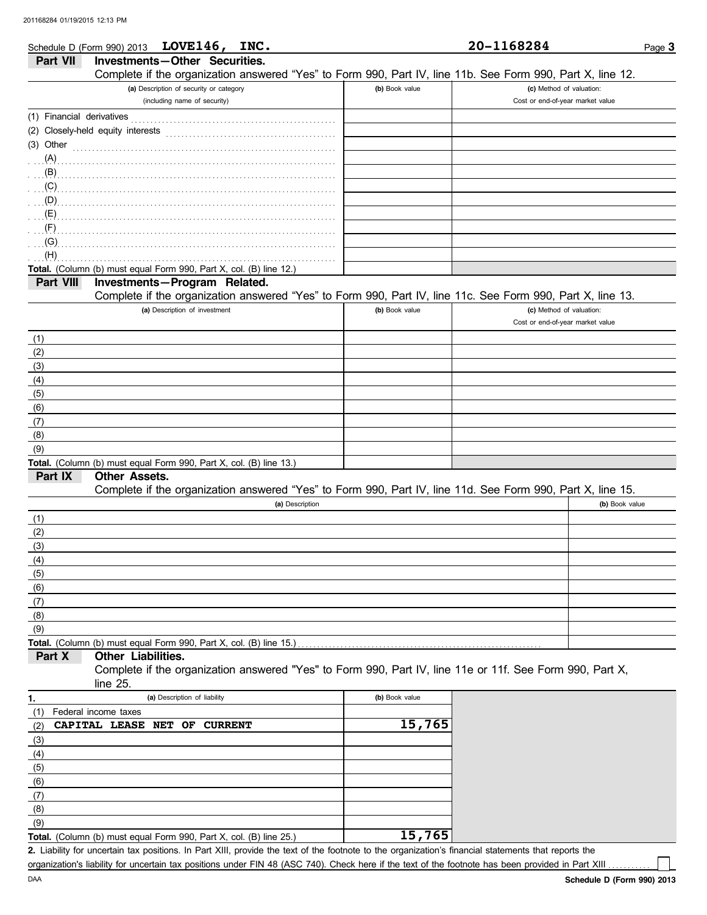Schedule D (Form 990) 2013 **LOVE146, INC.** **20-1168284**

## Part VII Investments—Other Securities.

Complete if the organization answered "Yes" to Form 990, Part IV, line 11b. See Form 990, Part X, line 12.

| (a) Description of security or category (including name of security) | (b) Book value | (c) Method of valuation: Cost or end-of-year market value |
|---|---|---|
| (1) Financial derivatives | | |
| (2) Closely-held equity interests | | |
| (3) Other | | |
| (A) | | |
| (B) | | |
| (C) | | |
| (D) | | |
| (E) | | |
| (F) | | |
| (G) | | |
| (H) | | |
| **Total.** (Column (b) must equal Form 990, Part X, col. (B) line 12.) | | |

## Part VIII Investments—Program Related.

Complete if the organization answered "Yes" to Form 990, Part IV, line 11c. See Form 990, Part X, line 13.

| (a) Description of investment | (b) Book value | (c) Method of valuation: Cost or end-of-year market value |
|---|---|---|
| (1) | | |
| (2) | | |
| (3) | | |
| (4) | | |
| (5) | | |
| (6) | | |
| (7) | | |
| (8) | | |
| (9) | | |
| **Total.** (Column (b) must equal Form 990, Part X, col. (B) line 13.) | | |

## Part IX Other Assets.

Complete if the organization answered "Yes" to Form 990, Part IV, line 11d. See Form 990, Part X, line 15.

| (a) Description | (b) Book value |
|---|---|
| (1) | |
| (2) | |
| (3) | |
| (4) | |
| (5) | |
| (6) | |
| (7) | |
| (8) | |
| (9) | |
| **Total.** (Column (b) must equal Form 990, Part X, col. (B) line 15.) | |

## Part X Other Liabilities.

Complete if the organization answered "Yes" to Form 990, Part IV, line 11e or 11f. See Form 990, Part X, line 25.

| 1. (a) Description of liability | (b) Book value |
|---|---|
| (1) Federal income taxes | |
| (2) **CAPITAL LEASE NET OF CURRENT** | **15,765** |
| (3) | |
| (4) | |
| (5) | |
| (6) | |
| (7) | |
| (8) | |
| (9) | |
| **Total.** (Column (b) must equal Form 990, Part X, col. (B) line 25.) | **15,765** |

**2.** Liability for uncertain tax positions. In Part XIII, provide the text of the footnote to the organization's financial statements that reports the organization's liability for uncertain tax positions under FIN 48 (ASC 740). Check here if the text of the footnote has been provided in Part XIII ☐

DAA **Schedule D (Form 990) 2013**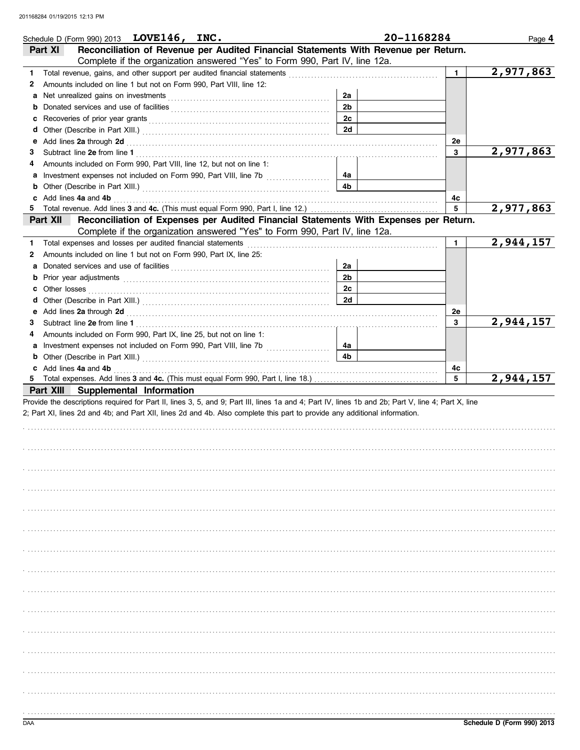Schedule D (Form 990) 2013 **LOVE146, INC.** **20-1168284** Page **4**

## Part XI Reconciliation of Revenue per Audited Financial Statements With Revenue per Return.

Complete if the organization answered "Yes" to Form 990, Part IV, line 12a.

| | | | | | |
|---|---|---|---|---|---|
| **1** | Total revenue, gains, and other support per audited financial statements | | | 1 | 2,977,863 |
| **2** | Amounts included on line 1 but not on Form 990, Part VIII, line 12: | | | | |
| **a** | Net unrealized gains on investments | 2a | | | |
| **b** | Donated services and use of facilities | 2b | | | |
| **c** | Recoveries of prior year grants | 2c | | | |
| **d** | Other (Describe in Part XIII.) | 2d | | | |
| **e** | Add lines **2a** through **2d** | | | 2e | |
| **3** | Subtract line **2e** from line **1** | | | 3 | 2,977,863 |
| **4** | Amounts included on Form 990, Part VIII, line 12, but not on line 1: | | | | |
| **a** | Investment expenses not included on Form 990, Part VIII, line 7b | 4a | | | |
| **b** | Other (Describe in Part XIII.) | 4b | | | |
| **c** | Add lines **4a** and **4b** | | | 4c | |
| **5** | Total revenue. Add lines **3** and **4c.** (This must equal Form 990, Part I, line 12.) | | | 5 | 2,977,863 |

## Part XII Reconciliation of Expenses per Audited Financial Statements With Expenses per Return.

Complete if the organization answered "Yes" to Form 990, Part IV, line 12a.

| | | | | | |
|---|---|---|---|---|---|
| **1** | Total expenses and losses per audited financial statements | | | 1 | 2,944,157 |
| **2** | Amounts included on line 1 but not on Form 990, Part IX, line 25: | | | | |
| **a** | Donated services and use of facilities | 2a | | | |
| **b** | Prior year adjustments | 2b | | | |
| **c** | Other losses | 2c | | | |
| **d** | Other (Describe in Part XIII.) | 2d | | | |
| **e** | Add lines **2a** through **2d** | | | 2e | |
| **3** | Subtract line **2e** from line **1** | | | 3 | 2,944,157 |
| **4** | Amounts included on Form 990, Part IX, line 25, but not on line 1: | | | | |
| **a** | Investment expenses not included on Form 990, Part VIII, line 7b | 4a | | | |
| **b** | Other (Describe in Part XIII.) | 4b | | | |
| **c** | Add lines **4a** and **4b** | | | 4c | |
| **5** | Total expenses. Add lines **3** and **4c.** (This must equal Form 990, Part I, line 18.) | | | 5 | 2,944,157 |

## Part XIII Supplemental Information

Provide the descriptions required for Part II, lines 3, 5, and 9; Part III, lines 1a and 4; Part IV, lines 1b and 2b; Part V, line 4; Part X, line 2; Part XI, lines 2d and 4b; and Part XII, lines 2d and 4b. Also complete this part to provide any additional information.

DAA **Schedule D (Form 990) 2013**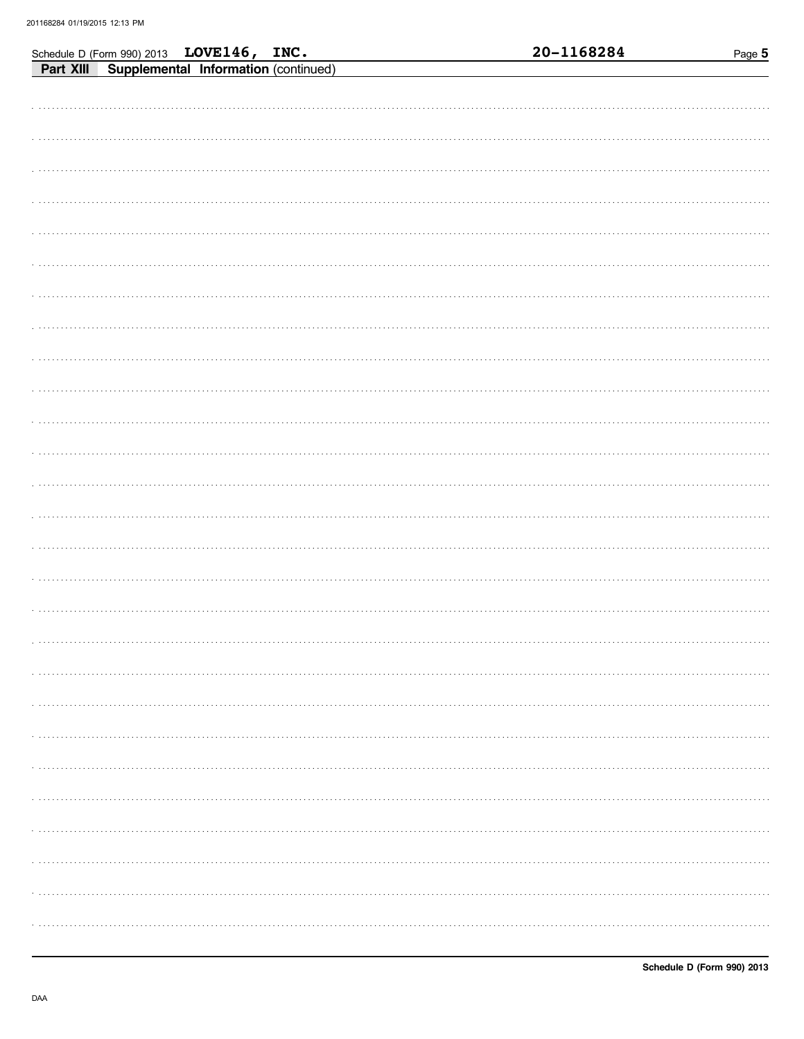Schedule D (Form 990) 2013 LOVE146, INC. 20-1168284

**Part XIII Supplemental Information** (continued)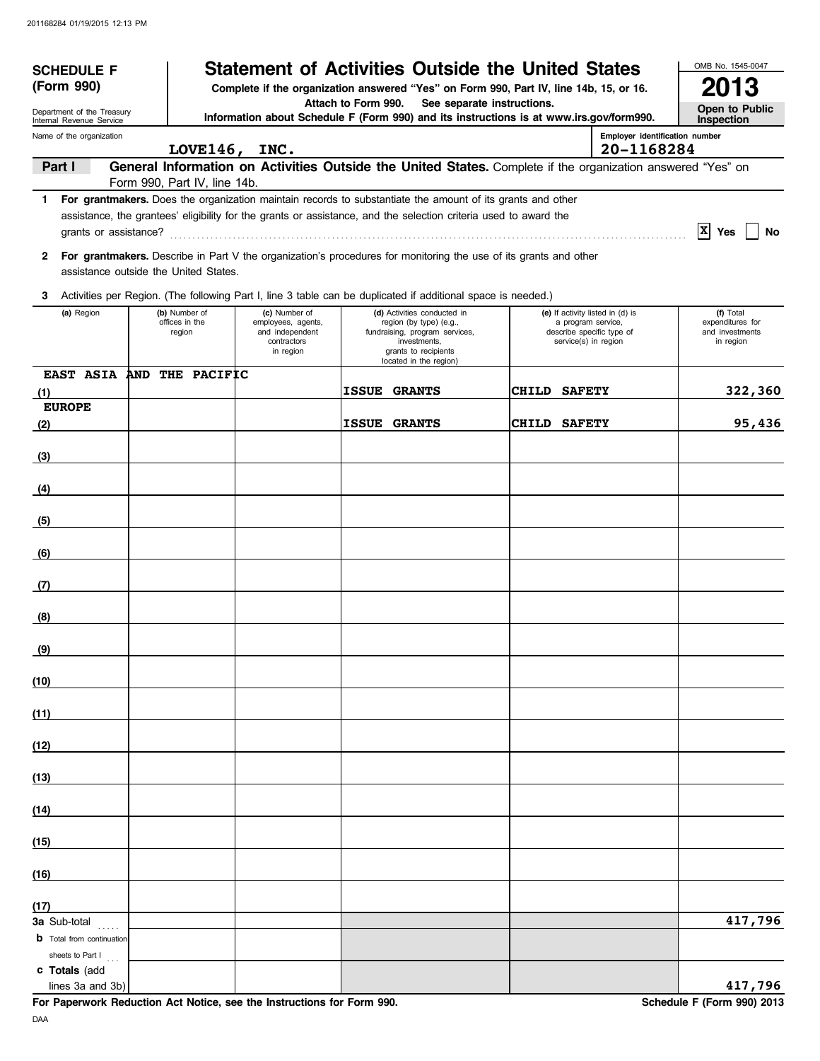201168284 01/19/2015 12:13 PM

**SCHEDULE F (Form 990)**

Department of the Treasury
Internal Revenue Service

# Statement of Activities Outside the United States

**Complete if the organization answered "Yes" on Form 990, Part IV, line 14b, 15, or 16.**
**Attach to Form 990. See separate instructions.**
**Information about Schedule F (Form 990) and its instructions is at www.irs.gov/form990.**

OMB No. 1545-0047

**2013**

**Open to Public Inspection**

Name of the organization: **LOVE146, INC.**

Employer identification number: **20-1168284**

**Part I** **General Information on Activities Outside the United States.** Complete if the organization answered "Yes" on Form 990, Part IV, line 14b.

**1** **For grantmakers.** Does the organization maintain records to substantiate the amount of its grants and other assistance, the grantees' eligibility for the grants or assistance, and the selection criteria used to award the grants or assistance? ... [X] Yes [ ] No

**2** **For grantmakers.** Describe in Part V the organization's procedures for monitoring the use of its grants and other assistance outside the United States.

**3** Activities per Region. (The following Part I, line 3 table can be duplicated if additional space is needed.)

| (a) Region | (b) Number of offices in the region | (c) Number of employees, agents, and independent contractors in region | (d) Activities conducted in region (by type) (e.g., fundraising, program services, investments, grants to recipients located in the region) | (e) If activity listed in (d) is a program service, describe specific type of service(s) in region | (f) Total expenditures for and investments in region |
|---|---|---|---|---|---|
| (1) EAST ASIA AND THE PACIFIC | | | ISSUE GRANTS | CHILD SAFETY | 322,360 |
| (2) EUROPE | | | ISSUE GRANTS | CHILD SAFETY | 95,436 |
| (3) | | | | | |
| (4) | | | | | |
| (5) | | | | | |
| (6) | | | | | |
| (7) | | | | | |
| (8) | | | | | |
| (9) | | | | | |
| (10) | | | | | |
| (11) | | | | | |
| (12) | | | | | |
| (13) | | | | | |
| (14) | | | | | |
| (15) | | | | | |
| (16) | | | | | |
| (17) | | | | | |
| **3a** Sub-total | | | | | 417,796 |
| **b** Total from continuation sheets to Part I | | | | | |
| **c Totals** (add lines 3a and 3b) | | | | | 417,796 |

**For Paperwork Reduction Act Notice, see the Instructions for Form 990.** **Schedule F (Form 990) 2013**

DAA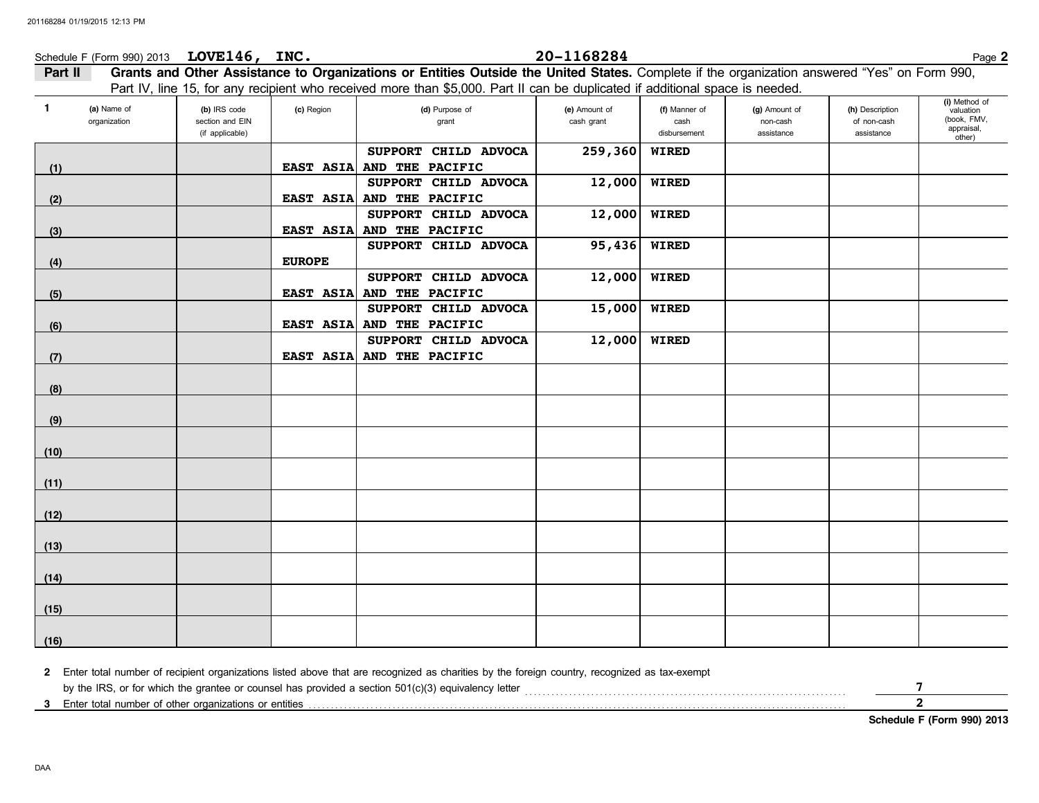Schedule F (Form 990) 2013 **LOVE146, INC.** **20-1168284**

**Part II** **Grants and Other Assistance to Organizations or Entities Outside the United States.** Complete if the organization answered "Yes" on Form 990, Part IV, line 15, for any recipient who received more than $5,000. Part II can be duplicated if additional space is needed.

| 1 | (a) Name of organization | (b) IRS code section and EIN (if applicable) | (c) Region | (d) Purpose of grant | (e) Amount of cash grant | (f) Manner of cash disbursement | (g) Amount of non-cash assistance | (h) Description of non-cash assistance | (i) Method of valuation (book, FMV, appraisal, other) |
|---|---|---|---|---|---|---|---|---|---|
| (1) | | | EAST ASIA AND THE PACIFIC | SUPPORT CHILD ADVOCA | 259,360 | WIRED | | | |
| (2) | | | EAST ASIA AND THE PACIFIC | SUPPORT CHILD ADVOCA | 12,000 | WIRED | | | |
| (3) | | | EAST ASIA AND THE PACIFIC | SUPPORT CHILD ADVOCA | 12,000 | WIRED | | | |
| (4) | | | EUROPE | SUPPORT CHILD ADVOCA | 95,436 | WIRED | | | |
| (5) | | | EAST ASIA AND THE PACIFIC | SUPPORT CHILD ADVOCA | 12,000 | WIRED | | | |
| (6) | | | EAST ASIA AND THE PACIFIC | SUPPORT CHILD ADVOCA | 15,000 | WIRED | | | |
| (7) | | | EAST ASIA AND THE PACIFIC | SUPPORT CHILD ADVOCA | 12,000 | WIRED | | | |
| (8) | | | | | | | | | |
| (9) | | | | | | | | | |
| (10) | | | | | | | | | |
| (11) | | | | | | | | | |
| (12) | | | | | | | | | |
| (13) | | | | | | | | | |
| (14) | | | | | | | | | |
| (15) | | | | | | | | | |
| (16) | | | | | | | | | |

**2** Enter total number of recipient organizations listed above that are recognized as charities by the foreign country, recognized as tax-exempt by the IRS, or for which the grantee or counsel has provided a section 501(c)(3) equivalency letter .......... **7**

**3** Enter total number of other organizations or entities .......... **2**

**Schedule F (Form 990) 2013**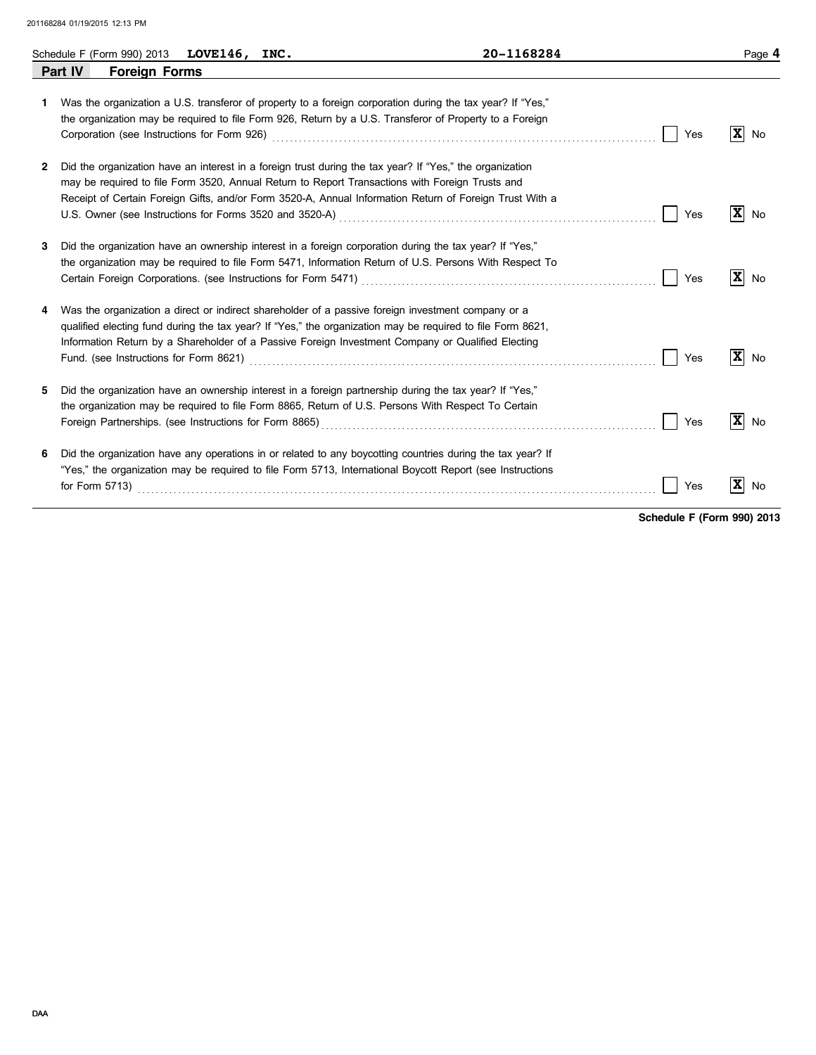Schedule F (Form 990) 2013 **LOVE146, INC.** **20-1168284**

## Part IV Foreign Forms

**1** Was the organization a U.S. transferor of property to a foreign corporation during the tax year? If "Yes," the organization may be required to file Form 926, Return by a U.S. Transferor of Property to a Foreign Corporation (see Instructions for Form 926) ☐ Yes ☒ No

**2** Did the organization have an interest in a foreign trust during the tax year? If "Yes," the organization may be required to file Form 3520, Annual Return to Report Transactions with Foreign Trusts and Receipt of Certain Foreign Gifts, and/or Form 3520-A, Annual Information Return of Foreign Trust With a U.S. Owner (see Instructions for Forms 3520 and 3520-A) ☐ Yes ☒ No

**3** Did the organization have an ownership interest in a foreign corporation during the tax year? If "Yes," the organization may be required to file Form 5471, Information Return of U.S. Persons With Respect To Certain Foreign Corporations. (see Instructions for Form 5471) ☐ Yes ☒ No

**4** Was the organization a direct or indirect shareholder of a passive foreign investment company or a qualified electing fund during the tax year? If "Yes," the organization may be required to file Form 8621, Information Return by a Shareholder of a Passive Foreign Investment Company or Qualified Electing Fund. (see Instructions for Form 8621) ☐ Yes ☒ No

**5** Did the organization have an ownership interest in a foreign partnership during the tax year? If "Yes," the organization may be required to file Form 8865, Return of U.S. Persons With Respect To Certain Foreign Partnerships. (see Instructions for Form 8865) ☐ Yes ☒ No

**6** Did the organization have any operations in or related to any boycotting countries during the tax year? If "Yes," the organization may be required to file Form 5713, International Boycott Report (see Instructions for Form 5713) ☐ Yes ☒ No

**Schedule F (Form 990) 2013**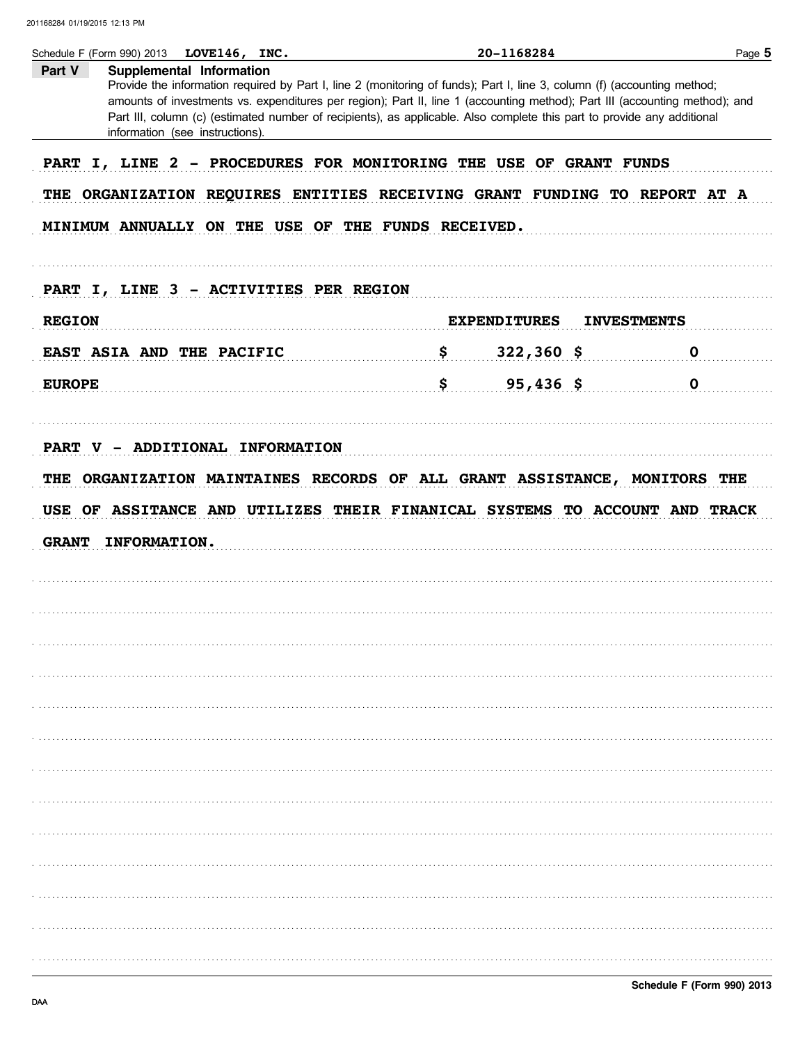Schedule F (Form 990) 2013 **LOVE146, INC.** **20-1168284**

**Part V** **Supplemental Information**

Provide the information required by Part I, line 2 (monitoring of funds); Part I, line 3, column (f) (accounting method; amounts of investments vs. expenditures per region); Part II, line 1 (accounting method); Part III (accounting method); and Part III, column (c) (estimated number of recipients), as applicable. Also complete this part to provide any additional information (see instructions).

**PART I, LINE 2 - PROCEDURES FOR MONITORING THE USE OF GRANT FUNDS**

**THE ORGANIZATION REQUIRES ENTITIES RECEIVING GRANT FUNDING TO REPORT AT A MINIMUM ANNUALLY ON THE USE OF THE FUNDS RECEIVED.**

**PART I, LINE 3 - ACTIVITIES PER REGION**

| REGION | EXPENDITURES | INVESTMENTS |
|---|---|---|
| EAST ASIA AND THE PACIFIC | $ 322,360 | $ 0 |
| EUROPE | $ 95,436 | $ 0 |

**PART V - ADDITIONAL INFORMATION**

**THE ORGANIZATION MAINTAINES RECORDS OF ALL GRANT ASSISTANCE, MONITORS THE USE OF ASSITANCE AND UTILIZES THEIR FINANICAL SYSTEMS TO ACCOUNT AND TRACK GRANT INFORMATION.**

**Schedule F (Form 990) 2013**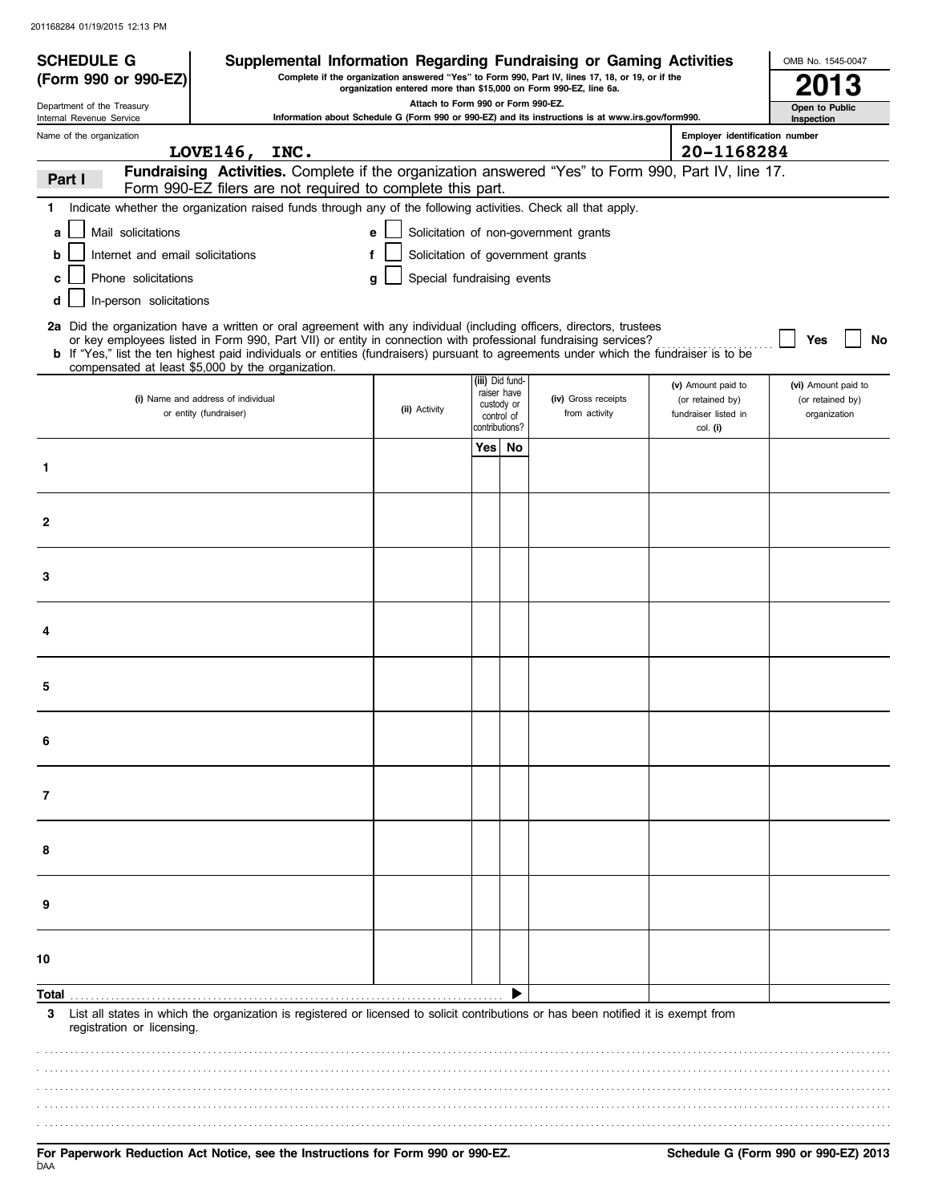201168284 01/19/2015 12:13 PM

**SCHEDULE G (Form 990 or 990-EZ)**

Department of the Treasury
Internal Revenue Service

# Supplemental Information Regarding Fundraising or Gaming Activities

**Complete if the organization answered "Yes" to Form 990, Part IV, lines 17, 18, or 19, or if the organization entered more than $15,000 on Form 990-EZ, line 6a.**

**Attach to Form 990 or Form 990-EZ.**

**Information about Schedule G (Form 990 or 990-EZ) and its instructions is at www.irs.gov/form990.**

OMB No. 1545-0047

**2013**

**Open to Public Inspection**

Name of the organization: **LOVE146, INC.**

Employer identification number: **20-1168284**

## Part I — Fundraising Activities. Complete if the organization answered "Yes" to Form 990, Part IV, line 17. Form 990-EZ filers are not required to complete this part.

**1** Indicate whether the organization raised funds through any of the following activities. Check all that apply.

- **a** ☐ Mail solicitations
- **b** ☐ Internet and email solicitations
- **c** ☐ Phone solicitations
- **d** ☐ In-person solicitations
- **e** ☐ Solicitation of non-government grants
- **f** ☐ Solicitation of government grants
- **g** ☐ Special fundraising events

**2a** Did the organization have a written or oral agreement with any individual (including officers, directors, trustees or key employees listed in Form 990, Part VII) or entity in connection with professional fundraising services? ☐ **Yes** ☐ **No**

**b** If "Yes," list the ten highest paid individuals or entities (fundraisers) pursuant to agreements under which the fundraiser is to be compensated at least $5,000 by the organization.

| | (i) Name and address of individual or entity (fundraiser) | (ii) Activity | (iii) Did fundraiser have custody or control of contributions? | | (iv) Gross receipts from activity | (v) Amount paid to (or retained by) fundraiser listed in col. (i) | (vi) Amount paid to (or retained by) organization |
|---|---|---|---|---|---|---|---|
| | | | Yes | No | | | |
| 1 | | | | | | | |
| 2 | | | | | | | |
| 3 | | | | | | | |
| 4 | | | | | | | |
| 5 | | | | | | | |
| 6 | | | | | | | |
| 7 | | | | | | | |
| 8 | | | | | | | |
| 9 | | | | | | | |
| 10 | | | | | | | |
| **Total** | | | | ▶ | | | |

**3** List all states in which the organization is registered or licensed to solicit contributions or has been notified it is exempt from registration or licensing.

**For Paperwork Reduction Act Notice, see the Instructions for Form 990 or 990-EZ.**

**Schedule G (Form 990 or 990-EZ) 2013**

DAA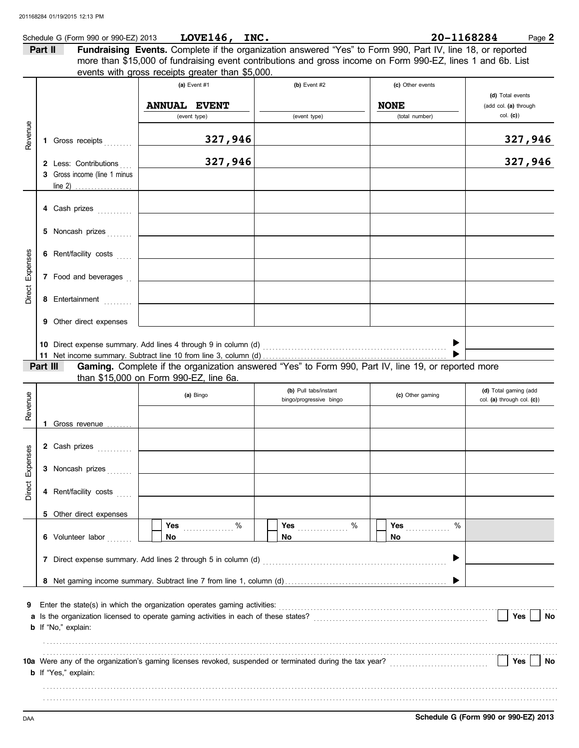Schedule G (Form 990 or 990-EZ) 2013 **LOVE146, INC.** **20-1168284** Page **2**

## Part II Fundraising Events.

Complete if the organization answered "Yes" to Form 990, Part IV, line 18, or reported more than $15,000 of fundraising event contributions and gross income on Form 990-EZ, lines 1 and 6b. List events with gross receipts greater than $5,000.

| | | (a) Event #1 | (b) Event #2 | (c) Other events | (d) Total events (add col. (a) through col. (c)) |
|---|---|---|---|---|---|
| | | **ANNUAL EVENT** (event type) | (event type) | **NONE** (total number) | |
| Revenue | 1 Gross receipts | **327,946** | | | **327,946** |
| | 2 Less: Contributions | **327,946** | | | **327,946** |
| | 3 Gross income (line 1 minus line 2) | | | | |
| Direct Expenses | 4 Cash prizes | | | | |
| | 5 Noncash prizes | | | | |
| | 6 Rent/facility costs | | | | |
| | 7 Food and beverages | | | | |
| | 8 Entertainment | | | | |
| | 9 Other direct expenses | | | | |
| | 10 Direct expense summary. Add lines 4 through 9 in column (d) ▶ | | | | |
| | 11 Net income summary. Subtract line 10 from line 3, column (d) ▶ | | | | |

## Part III Gaming.

Complete if the organization answered "Yes" to Form 990, Part IV, line 19, or reported more than $15,000 on Form 990-EZ, line 6a.

| | | (a) Bingo | (b) Pull tabs/instant bingo/progressive bingo | (c) Other gaming | (d) Total gaming (add col. (a) through col. (c)) |
|---|---|---|---|---|---|
| Revenue | 1 Gross revenue | | | | |
| Direct Expenses | 2 Cash prizes | | | | |
| | 3 Noncash prizes | | | | |
| | 4 Rent/facility costs | | | | |
| | 5 Other direct expenses | | | | |
| | 6 Volunteer labor | ☐ Yes ____ % ☐ No | ☐ Yes ____ % ☐ No | ☐ Yes ____ % ☐ No | |
| | 7 Direct expense summary. Add lines 2 through 5 in column (d) ▶ | | | | |
| | 8 Net gaming income summary. Subtract line 7 from line 1, column (d) ▶ | | | | |

**9** Enter the state(s) in which the organization operates gaming activities:

**a** Is the organization licensed to operate gaming activities in each of these states? ☐ Yes ☐ No

**b** If "No," explain:

**10a** Were any of the organization's gaming licenses revoked, suspended or terminated during the tax year? ☐ Yes ☐ No

**b** If "Yes," explain:

DAA **Schedule G (Form 990 or 990-EZ) 2013**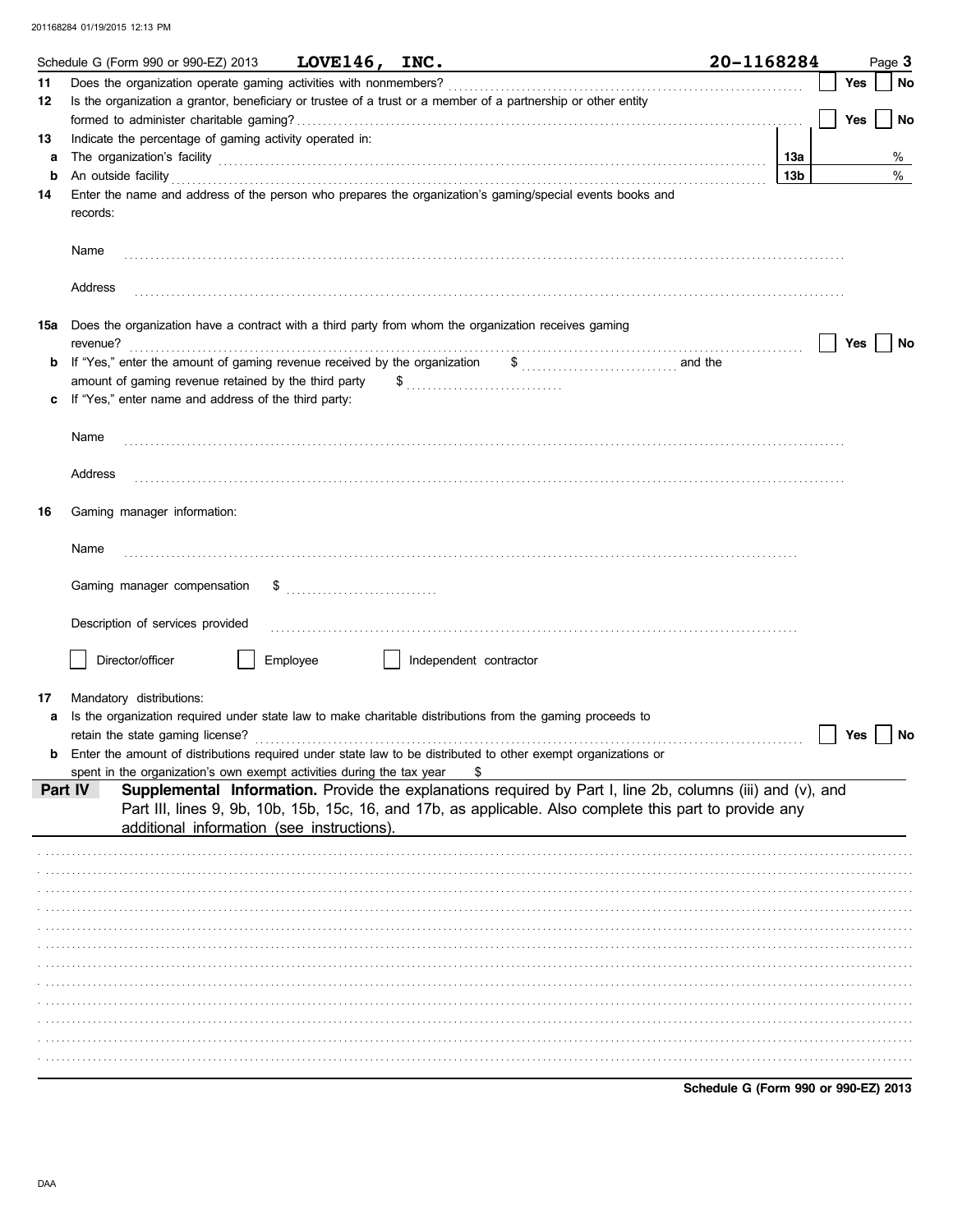Schedule G (Form 990 or 990-EZ) 2013 **LOVE146, INC.** **20-1168284** Page **3**

**11** Does the organization operate gaming activities with nonmembers? ☐ Yes ☐ No

**12** Is the organization a grantor, beneficiary or trustee of a trust or a member of a partnership or other entity formed to administer charitable gaming? ☐ Yes ☐ No

**13** Indicate the percentage of gaming activity operated in:

**a** The organization's facility **13a** %

**b** An outside facility **13b** %

**14** Enter the name and address of the person who prepares the organization's gaming/special events books and records:

Name

Address

**15a** Does the organization have a contract with a third party from whom the organization receives gaming revenue? ☐ Yes ☐ No

**b** If "Yes," enter the amount of gaming revenue received by the organization $ and the amount of gaming revenue retained by the third party $

**c** If "Yes," enter name and address of the third party:

Name

Address

**16** Gaming manager information:

Name

Gaming manager compensation $

Description of services provided

☐ Director/officer ☐ Employee ☐ Independent contractor

**17** Mandatory distributions:

**a** Is the organization required under state law to make charitable distributions from the gaming proceeds to retain the state gaming license? ☐ Yes ☐ No

**b** Enter the amount of distributions required under state law to be distributed to other exempt organizations or spent in the organization's own exempt activities during the tax year $

**Part IV** **Supplemental Information.** Provide the explanations required by Part I, line 2b, columns (iii) and (v), and Part III, lines 9, 9b, 10b, 15b, 15c, 16, and 17b, as applicable. Also complete this part to provide any additional information (see instructions).

**Schedule G (Form 990 or 990-EZ) 2013**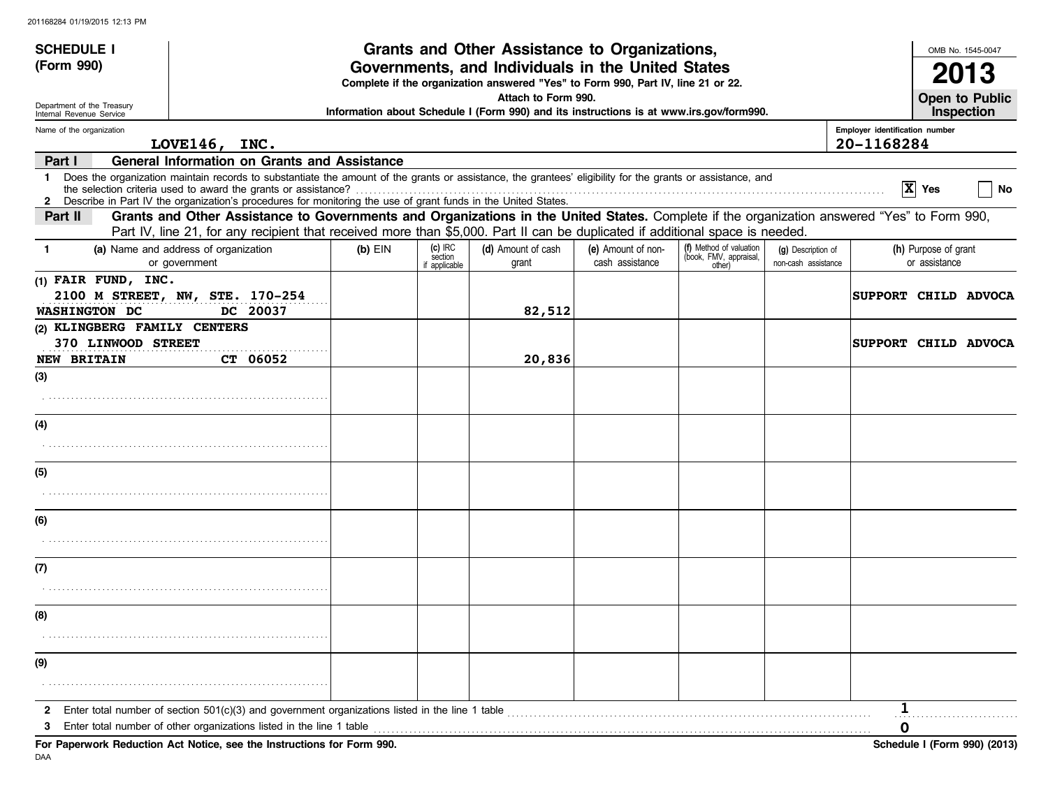201168284 01/19/2015 12:13 PM

**SCHEDULE I (Form 990)**

Department of the Treasury
Internal Revenue Service

# Grants and Other Assistance to Organizations, Governments, and Individuals in the United States

**Complete if the organization answered "Yes" to Form 990, Part IV, line 21 or 22.**
**Attach to Form 990.**
**Information about Schedule I (Form 990) and its instructions is at www.irs.gov/form990.**

OMB No. 1545-0047
**2013**
**Open to Public Inspection**

Name of the organization: **LOVE146, INC.**
Employer identification number: **20-1168284**

**Part I — General Information on Grants and Assistance**

1 Does the organization maintain records to substantiate the amount of the grants or assistance, the grantees' eligibility for the grants or assistance, and the selection criteria used to award the grants or assistance? ..... [X] Yes [ ] No

2 Describe in Part IV the organization's procedures for monitoring the use of grant funds in the United States.

**Part II — Grants and Other Assistance to Governments and Organizations in the United States.** Complete if the organization answered "Yes" to Form 990, Part IV, line 21, for any recipient that received more than $5,000. Part II can be duplicated if additional space is needed.

| 1 (a) Name and address of organization or government | (b) EIN | (c) IRC section if applicable | (d) Amount of cash grant | (e) Amount of non-cash assistance | (f) Method of valuation (book, FMV, appraisal, other) | (g) Description of non-cash assistance | (h) Purpose of grant or assistance |
|---|---|---|---|---|---|---|---|
| (1) FAIR FUND, INC.<br>2100 M STREET, NW, STE. 170-254<br>WASHINGTON DC DC 20037 | | | 82,512 | | | | SUPPORT CHILD ADVOCA |
| (2) KLINGBERG FAMILY CENTERS<br>370 LINWOOD STREET<br>NEW BRITAIN CT 06052 | | | 20,836 | | | | SUPPORT CHILD ADVOCA |
| (3) | | | | | | | |
| (4) | | | | | | | |
| (5) | | | | | | | |
| (6) | | | | | | | |
| (7) | | | | | | | |
| (8) | | | | | | | |
| (9) | | | | | | | |

2 Enter total number of section 501(c)(3) and government organizations listed in the line 1 table ..... 1

3 Enter total number of other organizations listed in the line 1 table ..... 0

**For Paperwork Reduction Act Notice, see the Instructions for Form 990.**
DAA
**Schedule I (Form 990) (2013)**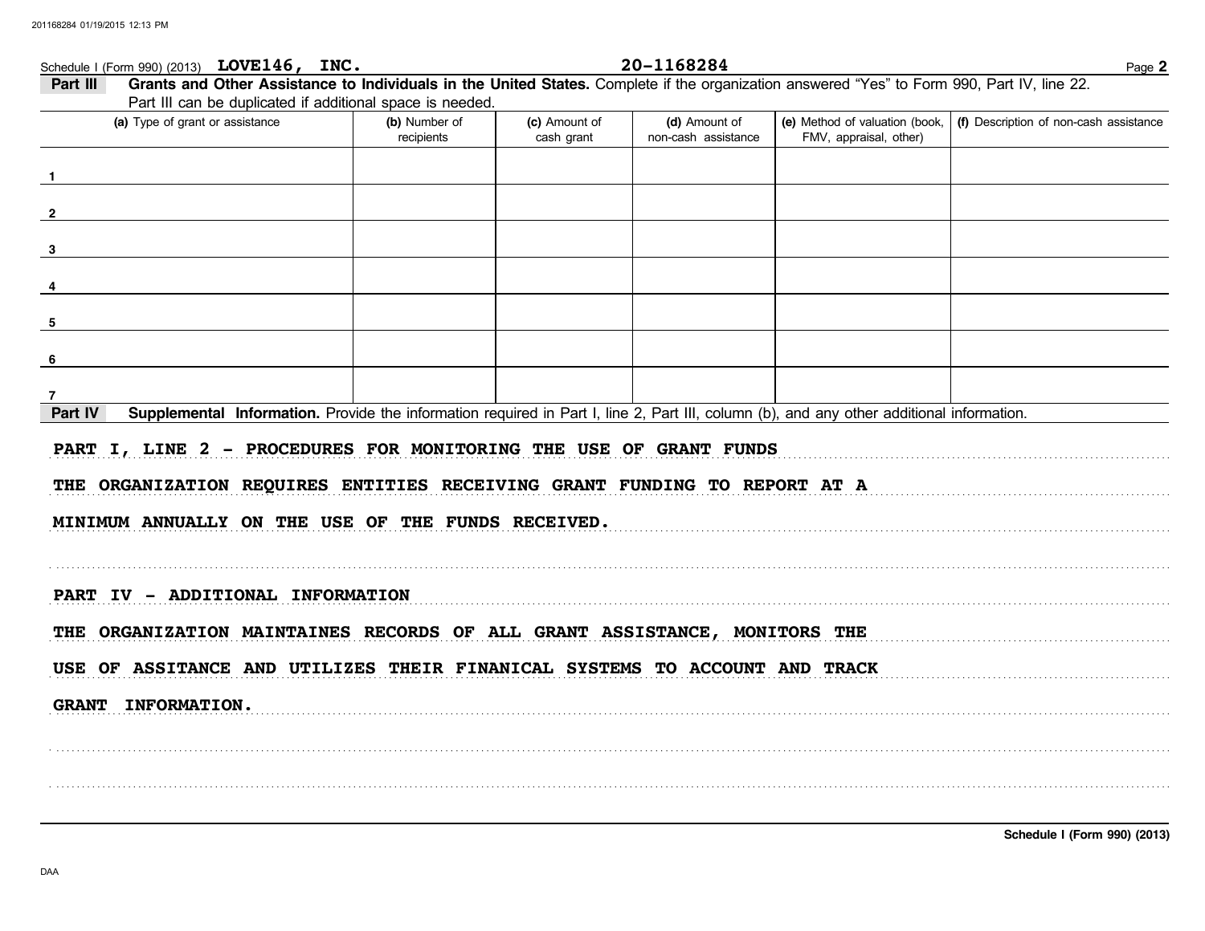Schedule I (Form 990) (2013) **LOVE146, INC.** **20-1168284** Page **2**

**Part III** **Grants and Other Assistance to Individuals in the United States.** Complete if the organization answered "Yes" to Form 990, Part IV, line 22. Part III can be duplicated if additional space is needed.

| (a) Type of grant or assistance | (b) Number of recipients | (c) Amount of cash grant | (d) Amount of non-cash assistance | (e) Method of valuation (book, FMV, appraisal, other) | (f) Description of non-cash assistance |
|---|---|---|---|---|---|
| 1 | | | | | |
| 2 | | | | | |
| 3 | | | | | |
| 4 | | | | | |
| 5 | | | | | |
| 6 | | | | | |
| 7 | | | | | |

**Part IV** **Supplemental Information.** Provide the information required in Part I, line 2, Part III, column (b), and any other additional information.

**PART I, LINE 2 - PROCEDURES FOR MONITORING THE USE OF GRANT FUNDS**

**THE ORGANIZATION REQUIRES ENTITIES RECEIVING GRANT FUNDING TO REPORT AT A MINIMUM ANNUALLY ON THE USE OF THE FUNDS RECEIVED.**

**PART IV - ADDITIONAL INFORMATION**

**THE ORGANIZATION MAINTAINES RECORDS OF ALL GRANT ASSISTANCE, MONITORS THE USE OF ASSITANCE AND UTILIZES THEIR FINANICAL SYSTEMS TO ACCOUNT AND TRACK GRANT INFORMATION.**

**Schedule I (Form 990) (2013)**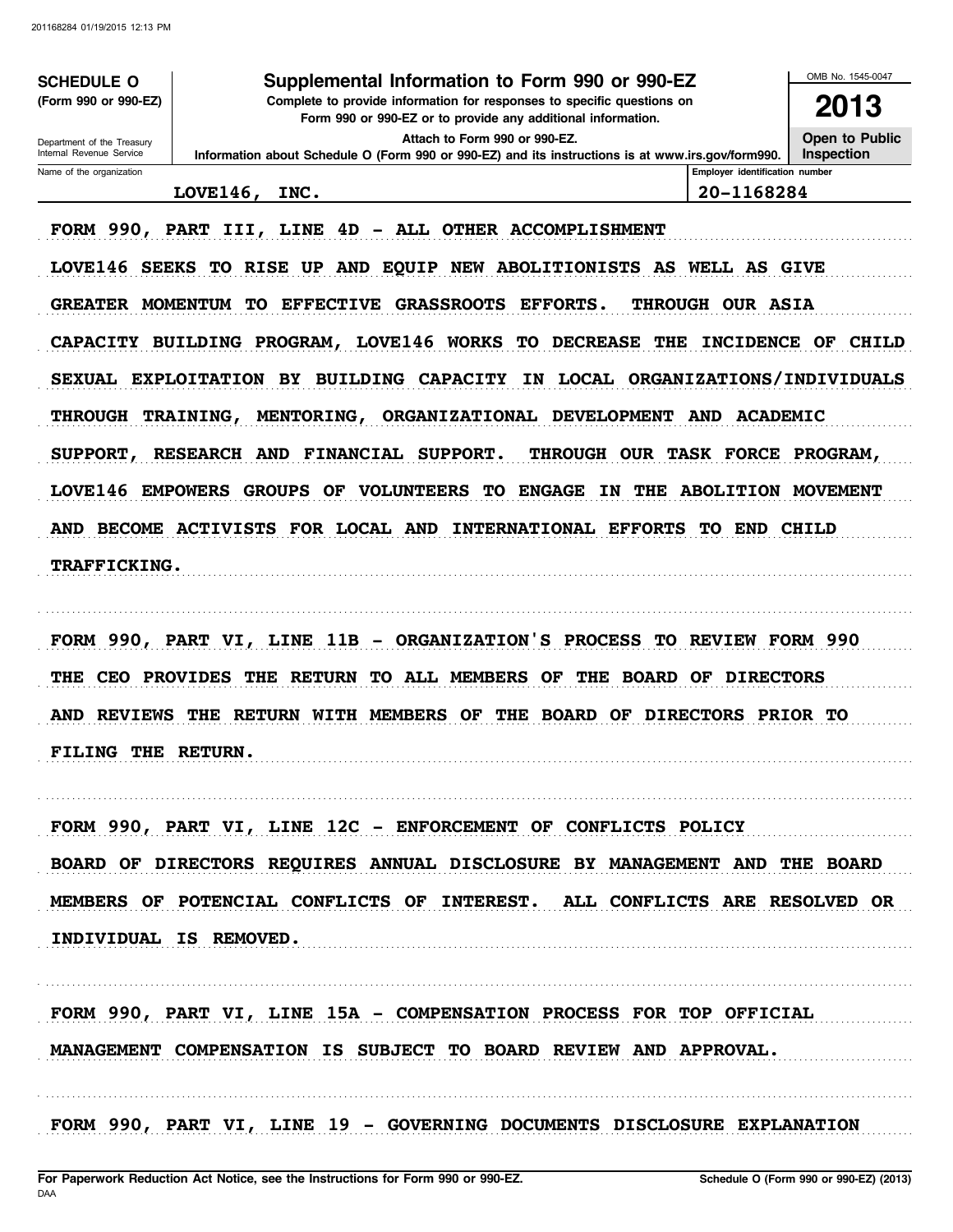**SCHEDULE O**
**(Form 990 or 990-EZ)**

Department of the Treasury
Internal Revenue Service

# Supplemental Information to Form 990 or 990-EZ

**Complete to provide information for responses to specific questions on Form 990 or 990-EZ or to provide any additional information.**

**Attach to Form 990 or 990-EZ.**

**Information about Schedule O (Form 990 or 990-EZ) and its instructions is at www.irs.gov/form990.**

OMB No. 1545-0047

**2013**

**Open to Public Inspection**

| Name of the organization | Employer identification number |
|---|---|
| LOVE146, INC. | 20-1168284 |

FORM 990, PART III, LINE 4D - ALL OTHER ACCOMPLISHMENT

LOVE146 SEEKS TO RISE UP AND EQUIP NEW ABOLITIONISTS AS WELL AS GIVE GREATER MOMENTUM TO EFFECTIVE GRASSROOTS EFFORTS. THROUGH OUR ASIA CAPACITY BUILDING PROGRAM, LOVE146 WORKS TO DECREASE THE INCIDENCE OF CHILD SEXUAL EXPLOITATION BY BUILDING CAPACITY IN LOCAL ORGANIZATIONS/INDIVIDUALS THROUGH TRAINING, MENTORING, ORGANIZATIONAL DEVELOPMENT AND ACADEMIC SUPPORT, RESEARCH AND FINANCIAL SUPPORT. THROUGH OUR TASK FORCE PROGRAM, LOVE146 EMPOWERS GROUPS OF VOLUNTEERS TO ENGAGE IN THE ABOLITION MOVEMENT AND BECOME ACTIVISTS FOR LOCAL AND INTERNATIONAL EFFORTS TO END CHILD TRAFFICKING.

FORM 990, PART VI, LINE 11B - ORGANIZATION'S PROCESS TO REVIEW FORM 990

THE CEO PROVIDES THE RETURN TO ALL MEMBERS OF THE BOARD OF DIRECTORS AND REVIEWS THE RETURN WITH MEMBERS OF THE BOARD OF DIRECTORS PRIOR TO FILING THE RETURN.

FORM 990, PART VI, LINE 12C - ENFORCEMENT OF CONFLICTS POLICY

BOARD OF DIRECTORS REQUIRES ANNUAL DISCLOSURE BY MANAGEMENT AND THE BOARD MEMBERS OF POTENCIAL CONFLICTS OF INTEREST. ALL CONFLICTS ARE RESOLVED OR INDIVIDUAL IS REMOVED.

FORM 990, PART VI, LINE 15A - COMPENSATION PROCESS FOR TOP OFFICIAL

MANAGEMENT COMPENSATION IS SUBJECT TO BOARD REVIEW AND APPROVAL.

FORM 990, PART VI, LINE 19 - GOVERNING DOCUMENTS DISCLOSURE EXPLANATION

For Paperwork Reduction Act Notice, see the Instructions for Form 990 or 990-EZ. Schedule O (Form 990 or 990-EZ) (2013)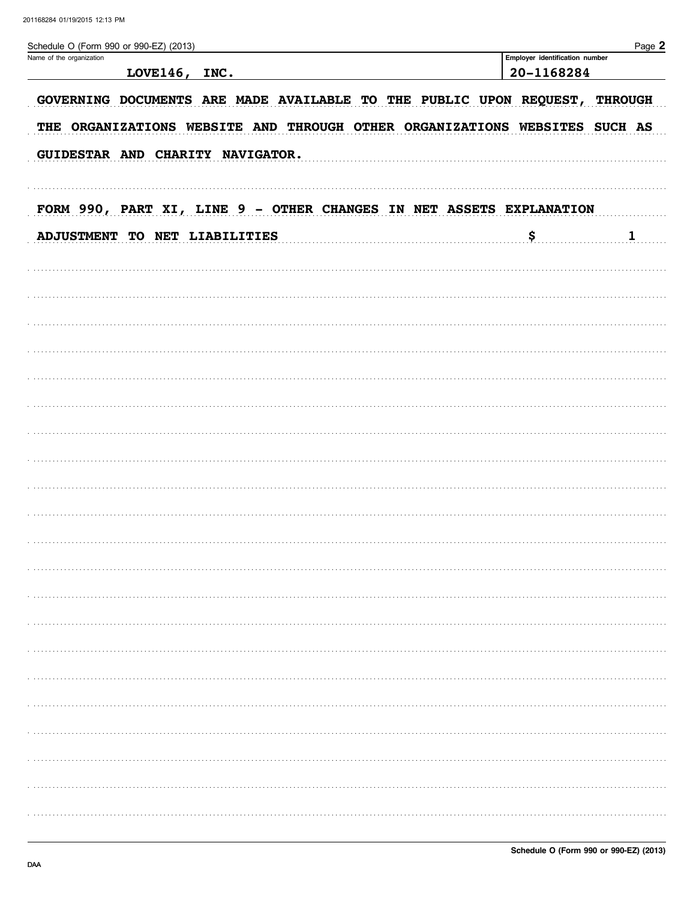Schedule O (Form 990 or 990-EZ) (2013) Page **2**

| Name of the organization | Employer identification number |
|---|---|
| LOVE146, INC. | 20-1168284 |

GOVERNING DOCUMENTS ARE MADE AVAILABLE TO THE PUBLIC UPON REQUEST, THROUGH THE ORGANIZATIONS WEBSITE AND THROUGH OTHER ORGANIZATIONS WEBSITES SUCH AS GUIDESTAR AND CHARITY NAVIGATOR.

FORM 990, PART XI, LINE 9 - OTHER CHANGES IN NET ASSETS EXPLANATION

| | | |
|---|---|---|
| ADJUSTMENT TO NET LIABILITIES | $ | 1 |

**Schedule O (Form 990 or 990-EZ) (2013)**

DAA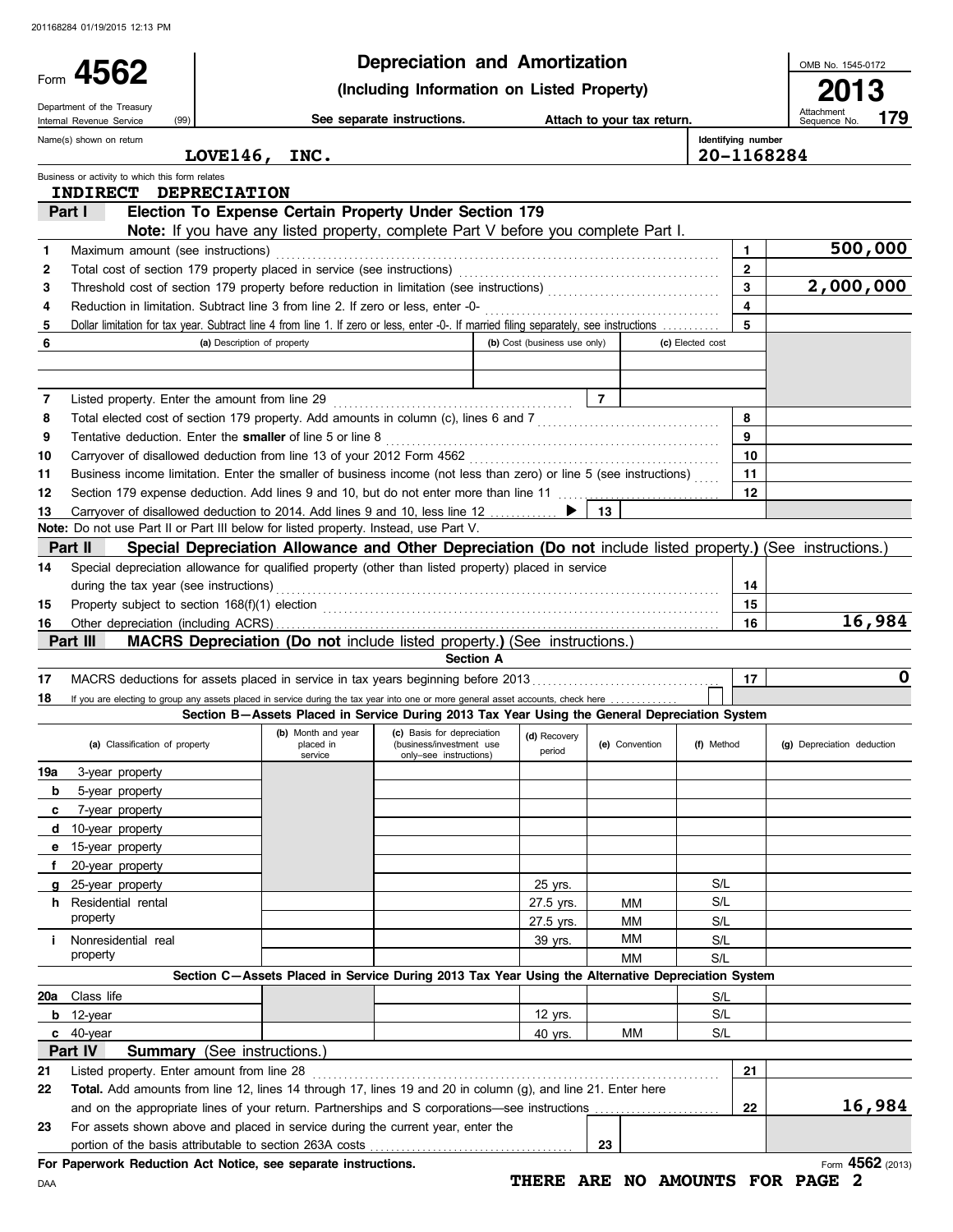201168284 01/19/2015 12:13 PM

Form **4562**

Department of the Treasury
Internal Revenue Service (99)

# Depreciation and Amortization

**(Including Information on Listed Property)**

**See separate instructions.** **Attach to your tax return.**

OMB No. 1545-0172

**2013**

Attachment Sequence No. **179**

Name(s) shown on return: **LOVE146, INC.**

Identifying number: **20-1168284**

Business or activity to which this form relates: **INDIRECT DEPRECIATION**

## Part I — Election To Expense Certain Property Under Section 179

**Note:** If you have any listed property, complete Part V before you complete Part I.

| | | | |
|---|---|---|---|
| 1 | Maximum amount (see instructions) | 1 | 500,000 |
| 2 | Total cost of section 179 property placed in service (see instructions) | 2 | |
| 3 | Threshold cost of section 179 property before reduction in limitation (see instructions) | 3 | 2,000,000 |
| 4 | Reduction in limitation. Subtract line 3 from line 2. If zero or less, enter -0- | 4 | |
| 5 | Dollar limitation for tax year. Subtract line 4 from line 1. If zero or less, enter -0-. If married filing separately, see instructions | 5 | |

| 6 | (a) Description of property | (b) Cost (business use only) | (c) Elected cost |
|---|---|---|---|
| | | | |
| | | | |

| | | | |
|---|---|---|---|
| 7 | Listed property. Enter the amount from line 29 | 7 | |
| 8 | Total elected cost of section 179 property. Add amounts in column (c), lines 6 and 7 | 8 | |
| 9 | Tentative deduction. Enter the **smaller** of line 5 or line 8 | 9 | |
| 10 | Carryover of disallowed deduction from line 13 of your 2012 Form 4562 | 10 | |
| 11 | Business income limitation. Enter the smaller of business income (not less than zero) or line 5 (see instructions) | 11 | |
| 12 | Section 179 expense deduction. Add lines 9 and 10, but do not enter more than line 11 | 12 | |
| 13 | Carryover of disallowed deduction to 2014. Add lines 9 and 10, less line 12 ▶ | 13 | |

**Note:** Do not use Part II or Part III below for listed property. Instead, use Part V.

## Part II — Special Depreciation Allowance and Other Depreciation (Do not include listed property.) (See instructions.)

| | | | |
|---|---|---|---|
| 14 | Special depreciation allowance for qualified property (other than listed property) placed in service during the tax year (see instructions) | 14 | |
| 15 | Property subject to section 168(f)(1) election | 15 | |
| 16 | Other depreciation (including ACRS) | 16 | 16,984 |

## Part III — MACRS Depreciation (Do not include listed property.) (See instructions.)

**Section A**

| | | | |
|---|---|---|---|
| 17 | MACRS deductions for assets placed in service in tax years beginning before 2013 | 17 | 0 |
| 18 | If you are electing to group any assets placed in service during the tax year into one or more general asset accounts, check here | ☐ | |

**Section B—Assets Placed in Service During 2013 Tax Year Using the General Depreciation System**

| | (a) Classification of property | (b) Month and year placed in service | (c) Basis for depreciation (business/investment use only–see instructions) | (d) Recovery period | (e) Convention | (f) Method | (g) Depreciation deduction |
|---|---|---|---|---|---|---|---|
| 19a | 3-year property | | | | | | |
| b | 5-year property | | | | | | |
| c | 7-year property | | | | | | |
| d | 10-year property | | | | | | |
| e | 15-year property | | | | | | |
| f | 20-year property | | | | | | |
| g | 25-year property | | | 25 yrs. | | S/L | |
| h | Residential rental property | | | 27.5 yrs. | MM | S/L | |
| | | | | 27.5 yrs. | MM | S/L | |
| i | Nonresidential real property | | | 39 yrs. | MM | S/L | |
| | | | | | MM | S/L | |

**Section C—Assets Placed in Service During 2013 Tax Year Using the Alternative Depreciation System**

| | | | | | | | |
|---|---|---|---|---|---|---|---|
| 20a | Class life | | | | | S/L | |
| b | 12-year | | | 12 yrs. | | S/L | |
| c | 40-year | | | 40 yrs. | MM | S/L | |

## Part IV — Summary (See instructions.)

| | | | |
|---|---|---|---|
| 21 | Listed property. Enter amount from line 28 | 21 | |
| 22 | **Total.** Add amounts from line 12, lines 14 through 17, lines 19 and 20 in column (g), and line 21. Enter here and on the appropriate lines of your return. Partnerships and S corporations—see instructions | 22 | 16,984 |
| 23 | For assets shown above and placed in service during the current year, enter the portion of the basis attributable to section 263A costs | 23 | |

**For Paperwork Reduction Act Notice, see separate instructions.** Form **4562** (2013)

DAA

**THERE ARE NO AMOUNTS FOR PAGE 2**